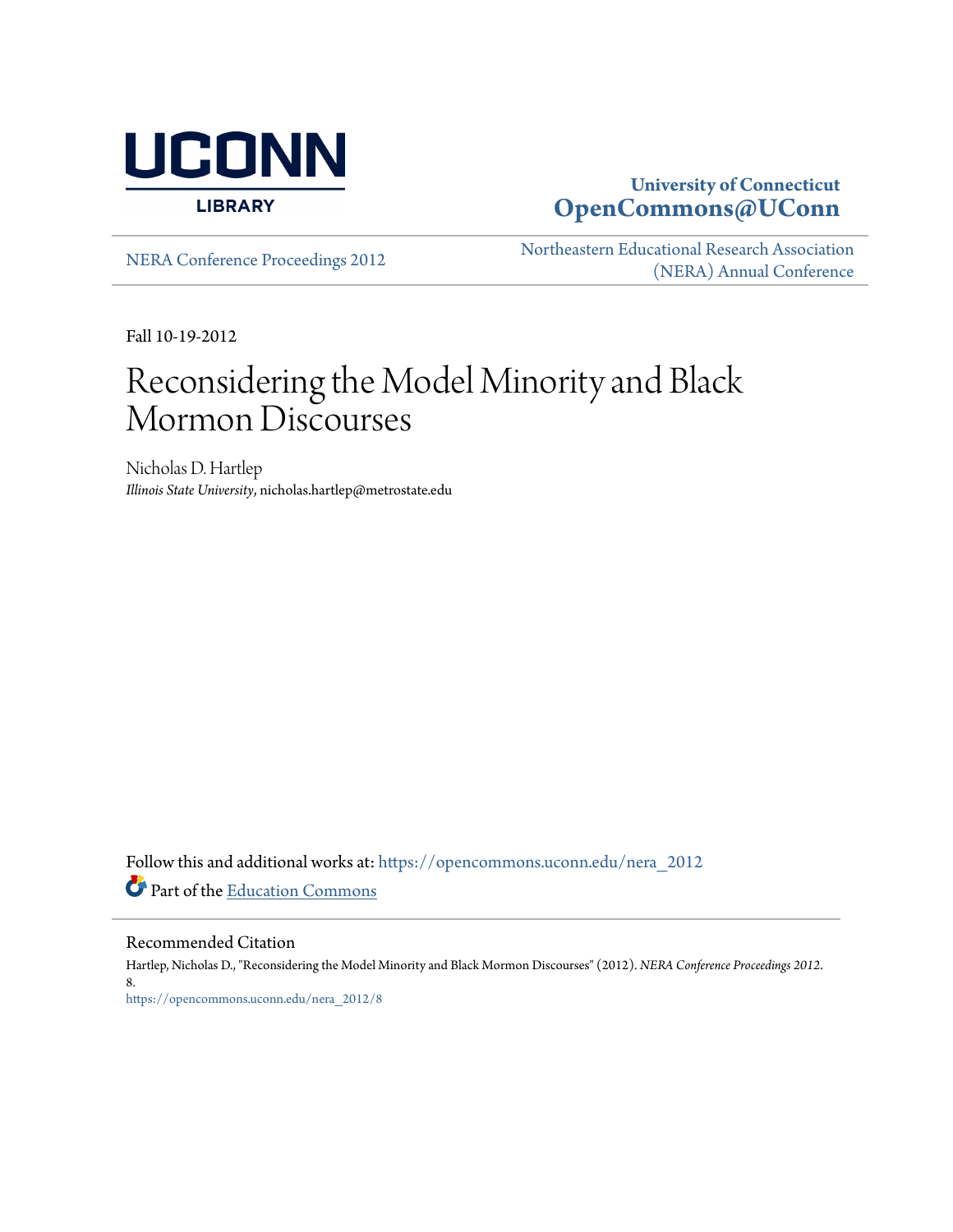University of Connecticut
**OpenCommons@UConn**

NERA Conference Proceedings 2012

Northeastern Educational Research Association (NERA) Annual Conference

Fall 10-19-2012

# Reconsidering the Model Minority and Black Mormon Discourses

Nicholas D. Hartlep
*Illinois State University*, nicholas.hartlep@metrostate.edu

Follow this and additional works at: https://opencommons.uconn.edu/nera_2012

Part of the Education Commons

## Recommended Citation

Hartlep, Nicholas D., "Reconsidering the Model Minority and Black Mormon Discourses" (2012). *NERA Conference Proceedings 2012*. 8.
https://opencommons.uconn.edu/nera_2012/8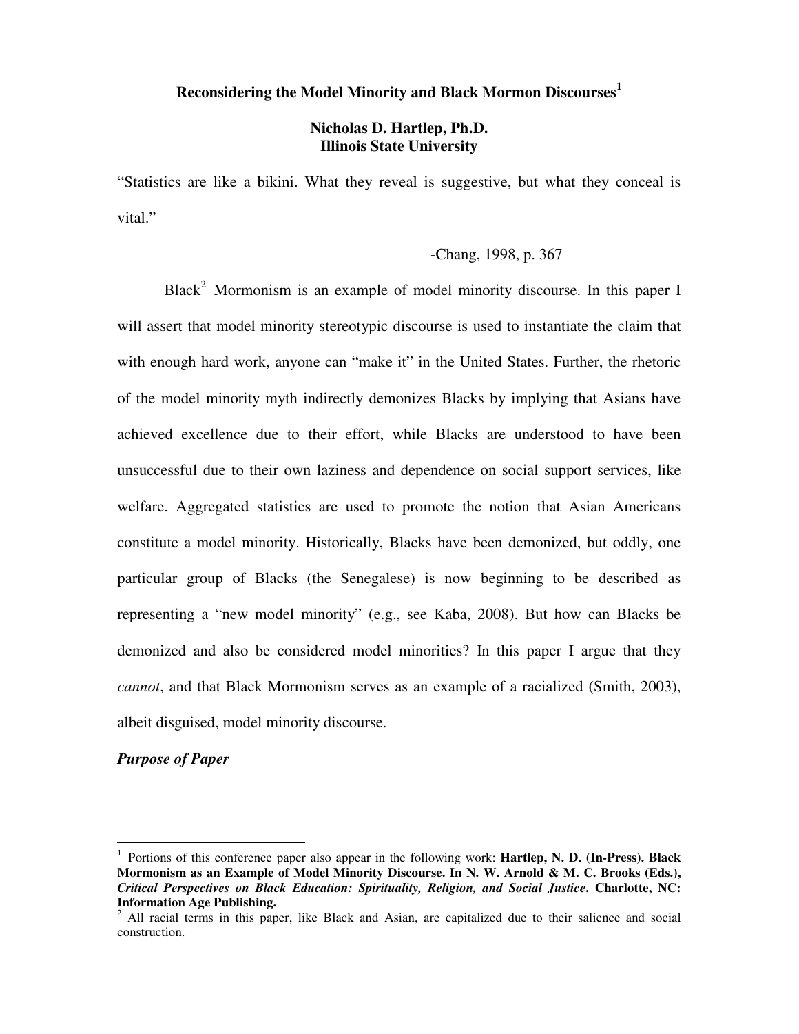# Reconsidering the Model Minority and Black Mormon Discourses[1]

**Nicholas D. Hartlep, Ph.D.**
**Illinois State University**

"Statistics are like a bikini. What they reveal is suggestive, but what they conceal is vital."

-Chang, 1998, p. 367

Black[2] Mormonism is an example of model minority discourse. In this paper I will assert that model minority stereotypic discourse is used to instantiate the claim that with enough hard work, anyone can "make it" in the United States. Further, the rhetoric of the model minority myth indirectly demonizes Blacks by implying that Asians have achieved excellence due to their effort, while Blacks are understood to have been unsuccessful due to their own laziness and dependence on social support services, like welfare. Aggregated statistics are used to promote the notion that Asian Americans constitute a model minority. Historically, Blacks have been demonized, but oddly, one particular group of Blacks (the Senegalese) is now beginning to be described as representing a "new model minority" (e.g., see Kaba, 2008). But how can Blacks be demonized and also be considered model minorities? In this paper I argue that they *cannot*, and that Black Mormonism serves as an example of a racialized (Smith, 2003), albeit disguised, model minority discourse.

***Purpose of Paper***

---

[1] Portions of this conference paper also appear in the following work: **Hartlep, N. D. (In-Press). Black Mormonism as an Example of Model Minority Discourse. In N. W. Arnold & M. C. Brooks (Eds.), *Critical Perspectives on Black Education: Spirituality, Religion, and Social Justice*. Charlotte, NC: Information Age Publishing.**

[2] All racial terms in this paper, like Black and Asian, are capitalized due to their salience and social construction.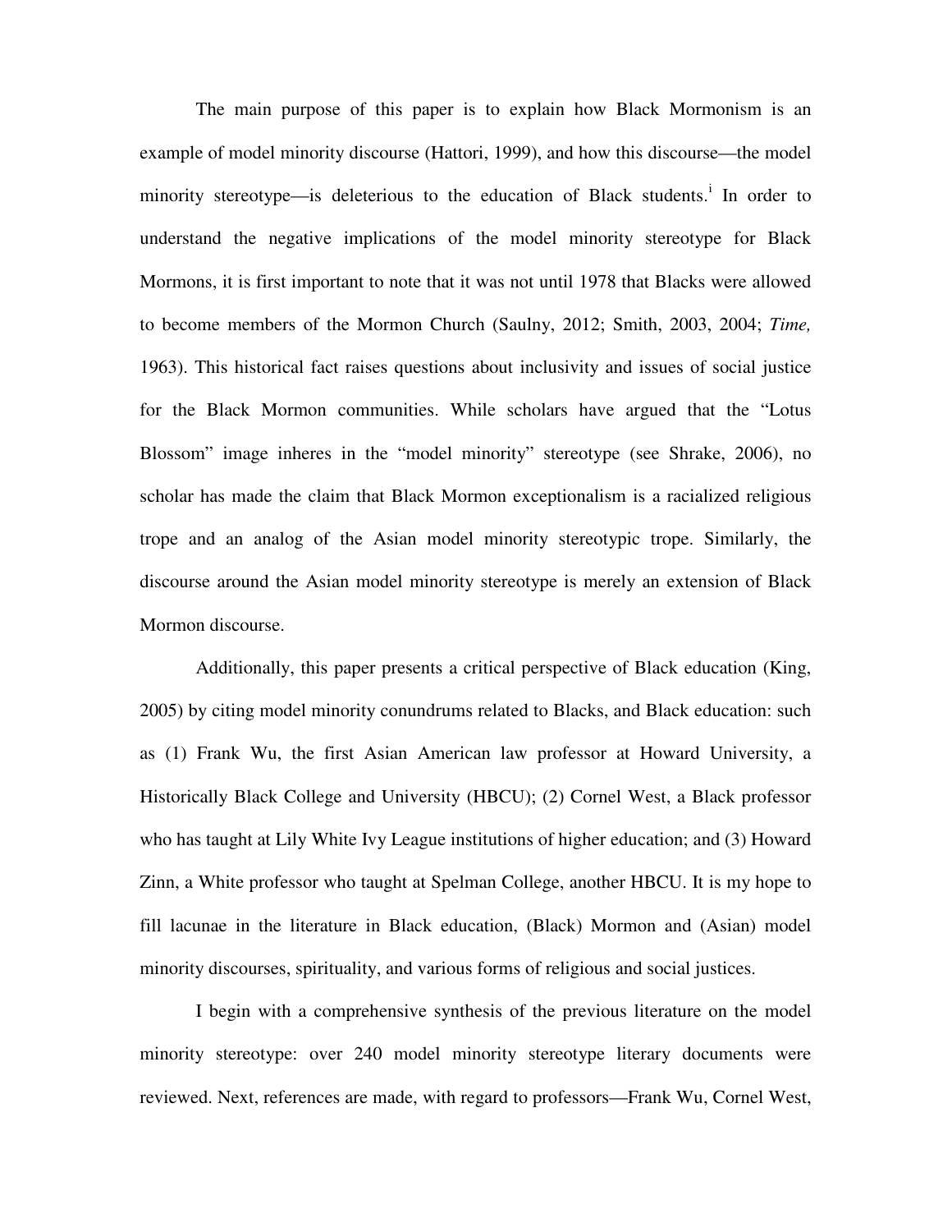The main purpose of this paper is to explain how Black Mormonism is an example of model minority discourse (Hattori, 1999), and how this discourse—the model minority stereotype—is deleterious to the education of Black students.[i] In order to understand the negative implications of the model minority stereotype for Black Mormons, it is first important to note that it was not until 1978 that Blacks were allowed to become members of the Mormon Church (Saulny, 2012; Smith, 2003, 2004; *Time,* 1963). This historical fact raises questions about inclusivity and issues of social justice for the Black Mormon communities. While scholars have argued that the "Lotus Blossom" image inheres in the "model minority" stereotype (see Shrake, 2006), no scholar has made the claim that Black Mormon exceptionalism is a racialized religious trope and an analog of the Asian model minority stereotypic trope. Similarly, the discourse around the Asian model minority stereotype is merely an extension of Black Mormon discourse.

Additionally, this paper presents a critical perspective of Black education (King, 2005) by citing model minority conundrums related to Blacks, and Black education: such as (1) Frank Wu, the first Asian American law professor at Howard University, a Historically Black College and University (HBCU); (2) Cornel West, a Black professor who has taught at Lily White Ivy League institutions of higher education; and (3) Howard Zinn, a White professor who taught at Spelman College, another HBCU. It is my hope to fill lacunae in the literature in Black education, (Black) Mormon and (Asian) model minority discourses, spirituality, and various forms of religious and social justices.

I begin with a comprehensive synthesis of the previous literature on the model minority stereotype: over 240 model minority stereotype literary documents were reviewed. Next, references are made, with regard to professors—Frank Wu, Cornel West,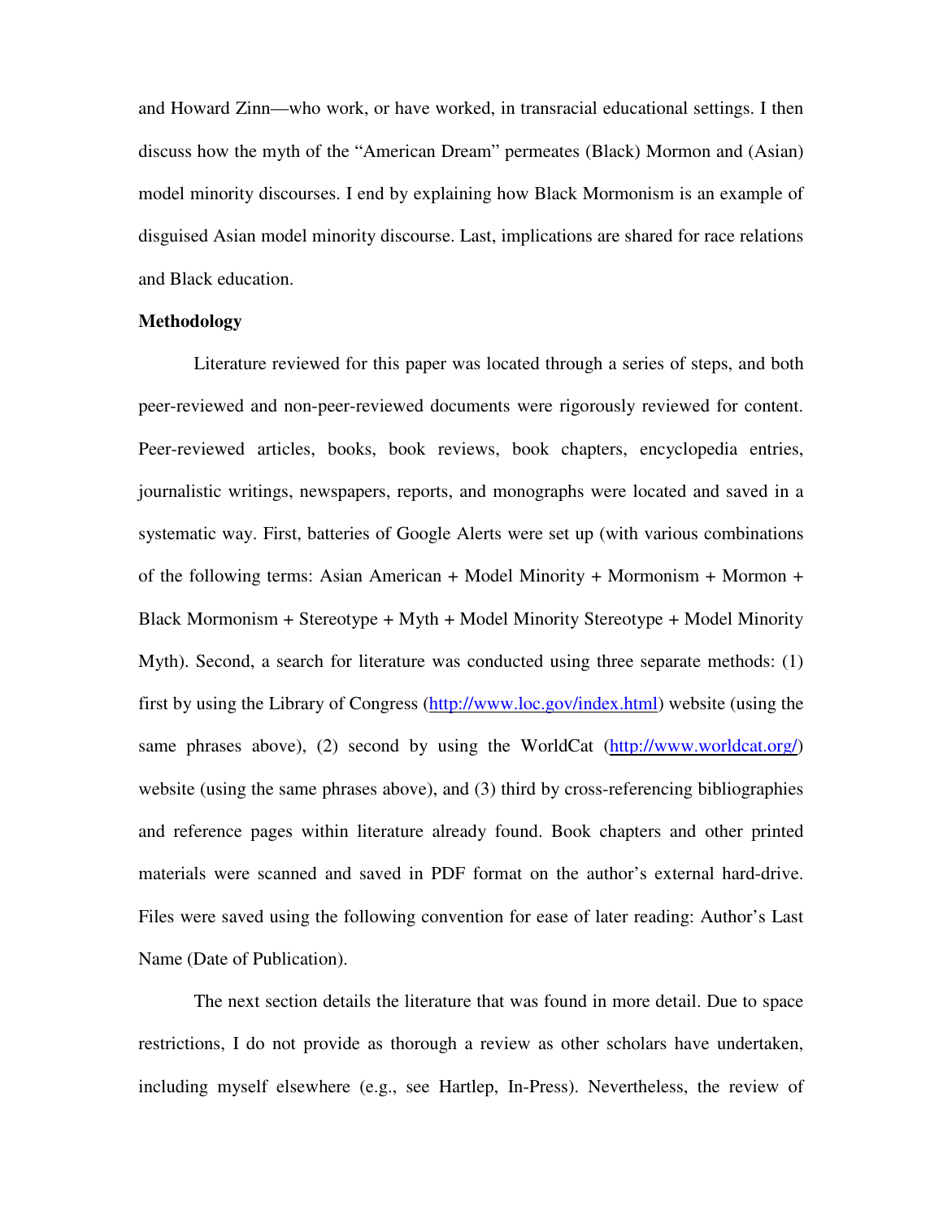and Howard Zinn—who work, or have worked, in transracial educational settings. I then discuss how the myth of the "American Dream" permeates (Black) Mormon and (Asian) model minority discourses. I end by explaining how Black Mormonism is an example of disguised Asian model minority discourse. Last, implications are shared for race relations and Black education.

**Methodology**

Literature reviewed for this paper was located through a series of steps, and both peer-reviewed and non-peer-reviewed documents were rigorously reviewed for content. Peer-reviewed articles, books, book reviews, book chapters, encyclopedia entries, journalistic writings, newspapers, reports, and monographs were located and saved in a systematic way. First, batteries of Google Alerts were set up (with various combinations of the following terms: Asian American + Model Minority + Mormonism + Mormon + Black Mormonism + Stereotype + Myth + Model Minority Stereotype + Model Minority Myth). Second, a search for literature was conducted using three separate methods: (1) first by using the Library of Congress (http://www.loc.gov/index.html) website (using the same phrases above), (2) second by using the WorldCat (http://www.worldcat.org/) website (using the same phrases above), and (3) third by cross-referencing bibliographies and reference pages within literature already found. Book chapters and other printed materials were scanned and saved in PDF format on the author's external hard-drive. Files were saved using the following convention for ease of later reading: Author's Last Name (Date of Publication).

The next section details the literature that was found in more detail. Due to space restrictions, I do not provide as thorough a review as other scholars have undertaken, including myself elsewhere (e.g., see Hartlep, In-Press). Nevertheless, the review of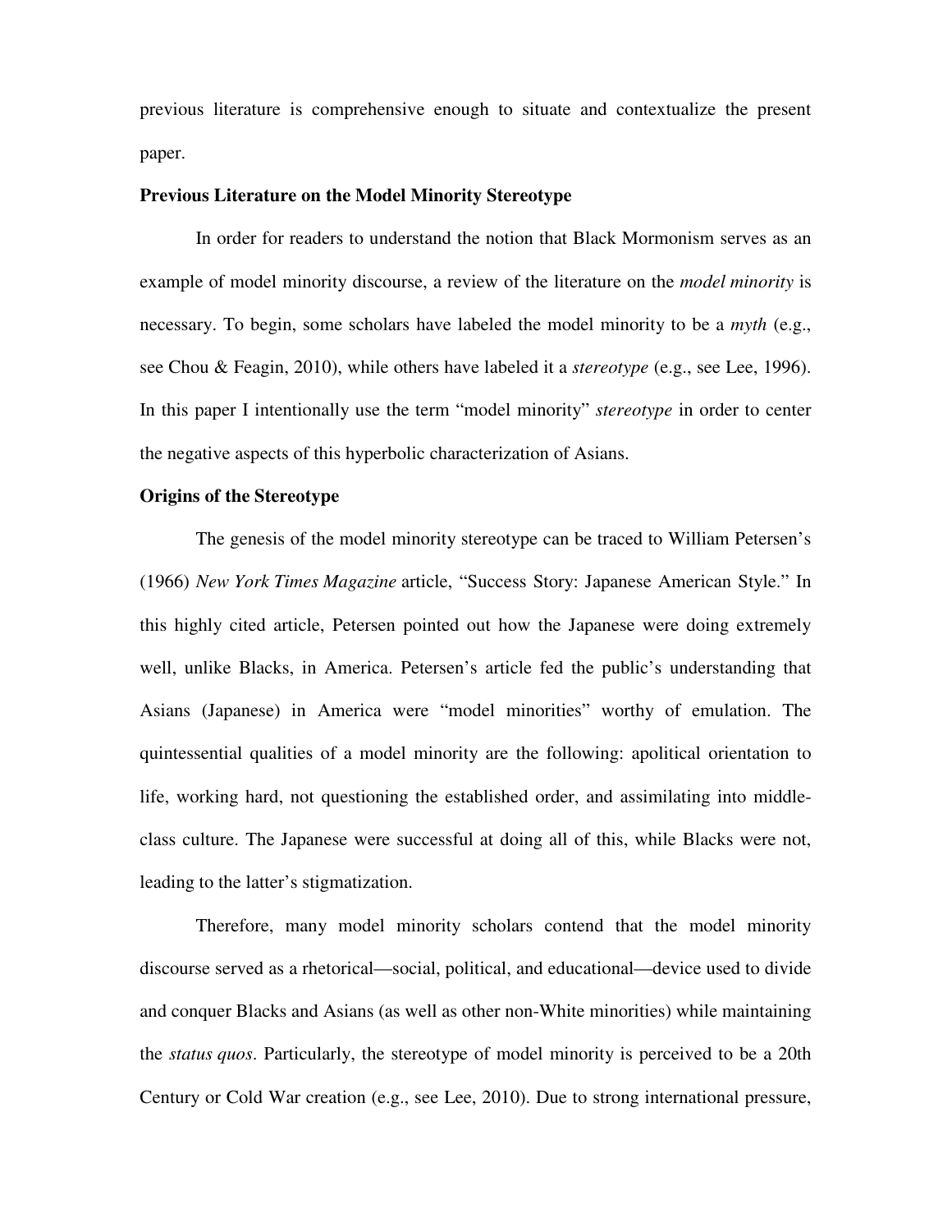previous literature is comprehensive enough to situate and contextualize the present paper.

### Previous Literature on the Model Minority Stereotype

In order for readers to understand the notion that Black Mormonism serves as an example of model minority discourse, a review of the literature on the *model minority* is necessary. To begin, some scholars have labeled the model minority to be a *myth* (e.g., see Chou & Feagin, 2010), while others have labeled it a *stereotype* (e.g., see Lee, 1996). In this paper I intentionally use the term "model minority" *stereotype* in order to center the negative aspects of this hyperbolic characterization of Asians.

### Origins of the Stereotype

The genesis of the model minority stereotype can be traced to William Petersen's (1966) *New York Times Magazine* article, "Success Story: Japanese American Style." In this highly cited article, Petersen pointed out how the Japanese were doing extremely well, unlike Blacks, in America. Petersen's article fed the public's understanding that Asians (Japanese) in America were "model minorities" worthy of emulation. The quintessential qualities of a model minority are the following: apolitical orientation to life, working hard, not questioning the established order, and assimilating into middle-class culture. The Japanese were successful at doing all of this, while Blacks were not, leading to the latter's stigmatization.

Therefore, many model minority scholars contend that the model minority discourse served as a rhetorical—social, political, and educational—device used to divide and conquer Blacks and Asians (as well as other non-White minorities) while maintaining the *status quos*. Particularly, the stereotype of model minority is perceived to be a 20th Century or Cold War creation (e.g., see Lee, 2010). Due to strong international pressure,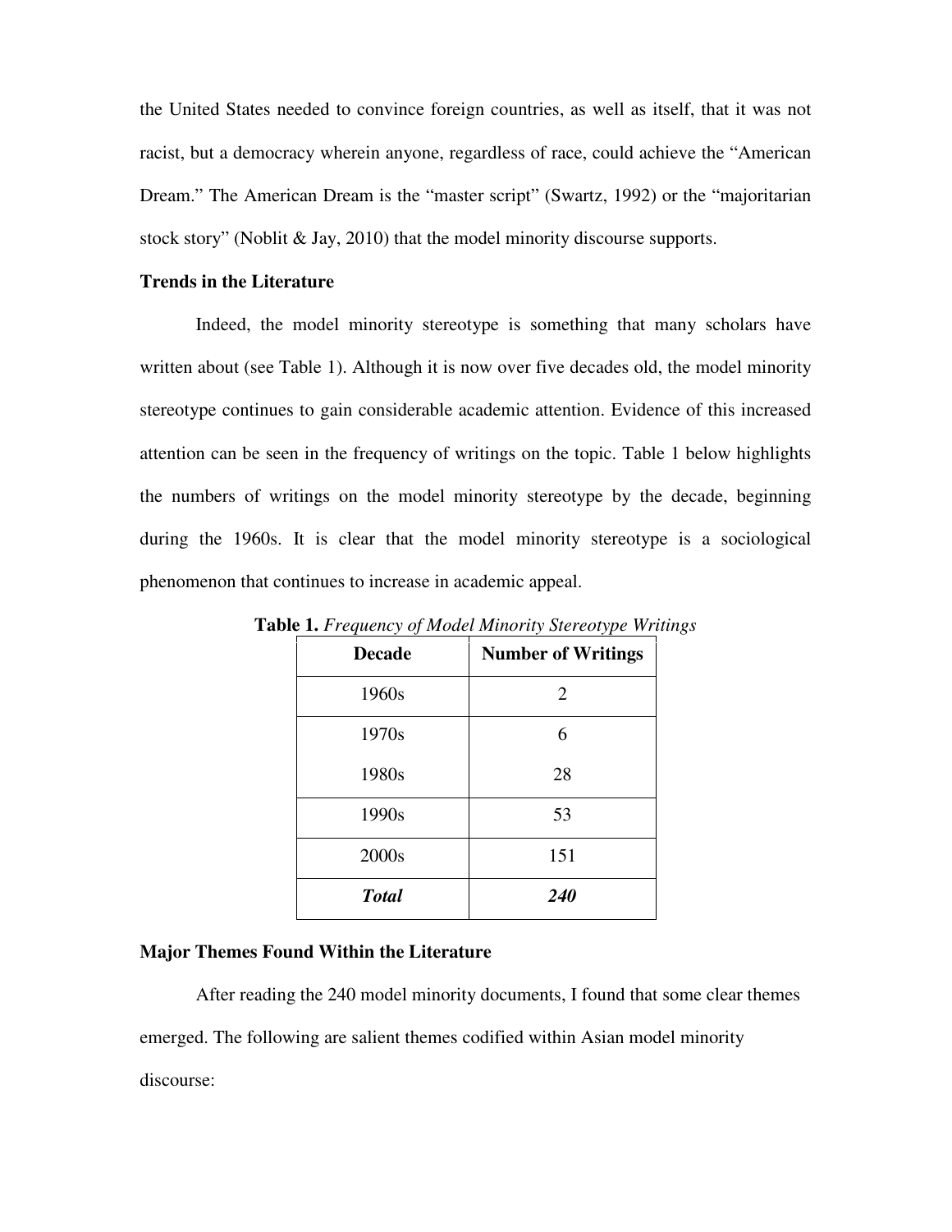the United States needed to convince foreign countries, as well as itself, that it was not racist, but a democracy wherein anyone, regardless of race, could achieve the "American Dream." The American Dream is the "master script" (Swartz, 1992) or the "majoritarian stock story" (Noblit & Jay, 2010) that the model minority discourse supports.

## Trends in the Literature

Indeed, the model minority stereotype is something that many scholars have written about (see Table 1). Although it is now over five decades old, the model minority stereotype continues to gain considerable academic attention. Evidence of this increased attention can be seen in the frequency of writings on the topic. Table 1 below highlights the numbers of writings on the model minority stereotype by the decade, beginning during the 1960s. It is clear that the model minority stereotype is a sociological phenomenon that continues to increase in academic appeal.

**Table 1.** *Frequency of Model Minority Stereotype Writings*

| Decade | Number of Writings |
|---|---|
| 1960s | 2 |
| 1970s | 6 |
| 1980s | 28 |
| 1990s | 53 |
| 2000s | 151 |
| ***Total*** | ***240*** |

## Major Themes Found Within the Literature

After reading the 240 model minority documents, I found that some clear themes emerged. The following are salient themes codified within Asian model minority discourse: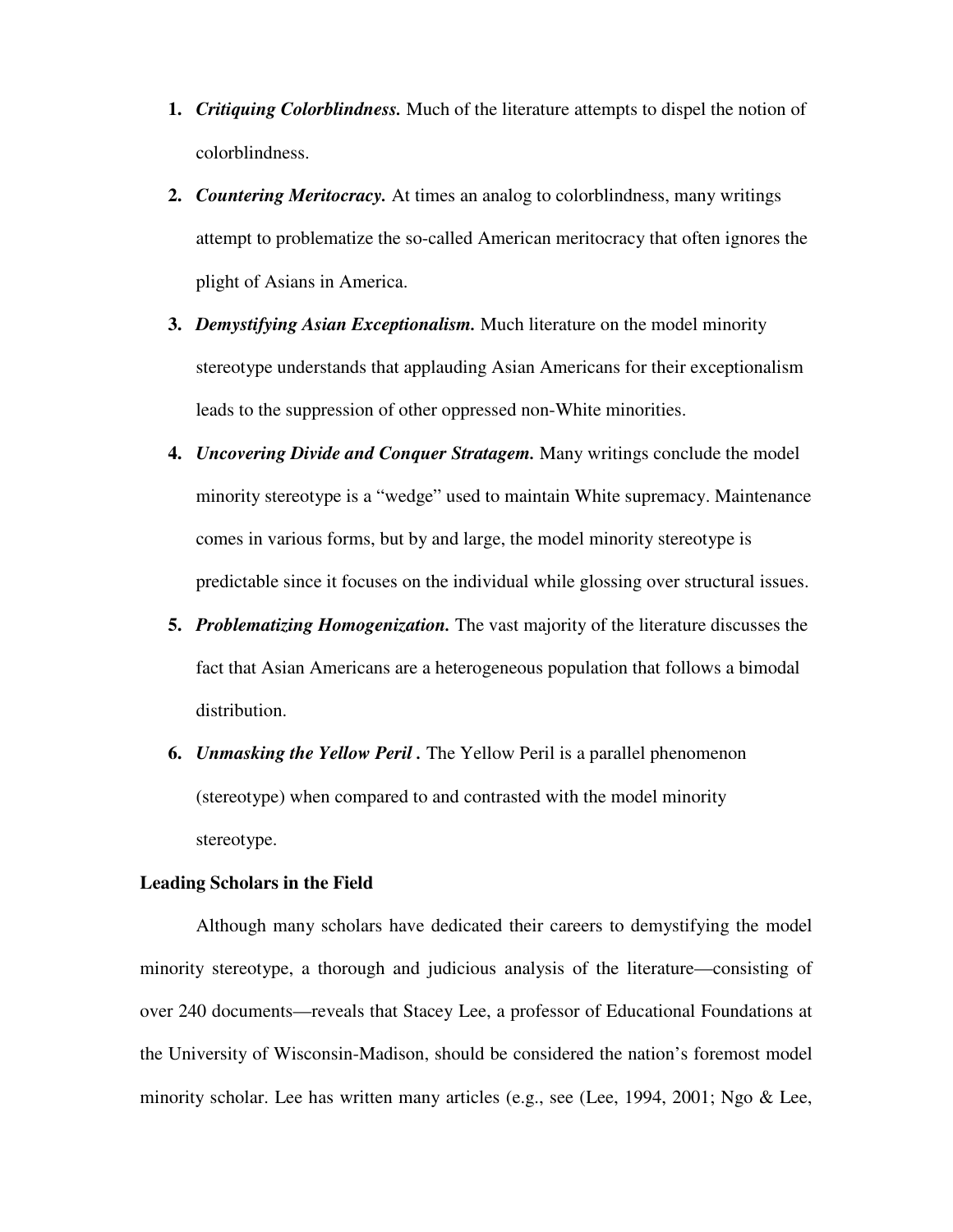1. ***Critiquing Colorblindness.*** Much of the literature attempts to dispel the notion of colorblindness.
2. ***Countering Meritocracy.*** At times an analog to colorblindness, many writings attempt to problematize the so-called American meritocracy that often ignores the plight of Asians in America.
3. ***Demystifying Asian Exceptionalism.*** Much literature on the model minority stereotype understands that applauding Asian Americans for their exceptionalism leads to the suppression of other oppressed non-White minorities.
4. ***Uncovering Divide and Conquer Stratagem.*** Many writings conclude the model minority stereotype is a "wedge" used to maintain White supremacy. Maintenance comes in various forms, but by and large, the model minority stereotype is predictable since it focuses on the individual while glossing over structural issues.
5. ***Problematizing Homogenization.*** The vast majority of the literature discusses the fact that Asian Americans are a heterogeneous population that follows a bimodal distribution.
6. ***Unmasking the Yellow Peril .*** The Yellow Peril is a parallel phenomenon (stereotype) when compared to and contrasted with the model minority stereotype.

**Leading Scholars in the Field**

Although many scholars have dedicated their careers to demystifying the model minority stereotype, a thorough and judicious analysis of the literature—consisting of over 240 documents—reveals that Stacey Lee, a professor of Educational Foundations at the University of Wisconsin-Madison, should be considered the nation's foremost model minority scholar. Lee has written many articles (e.g., see (Lee, 1994, 2001; Ngo & Lee,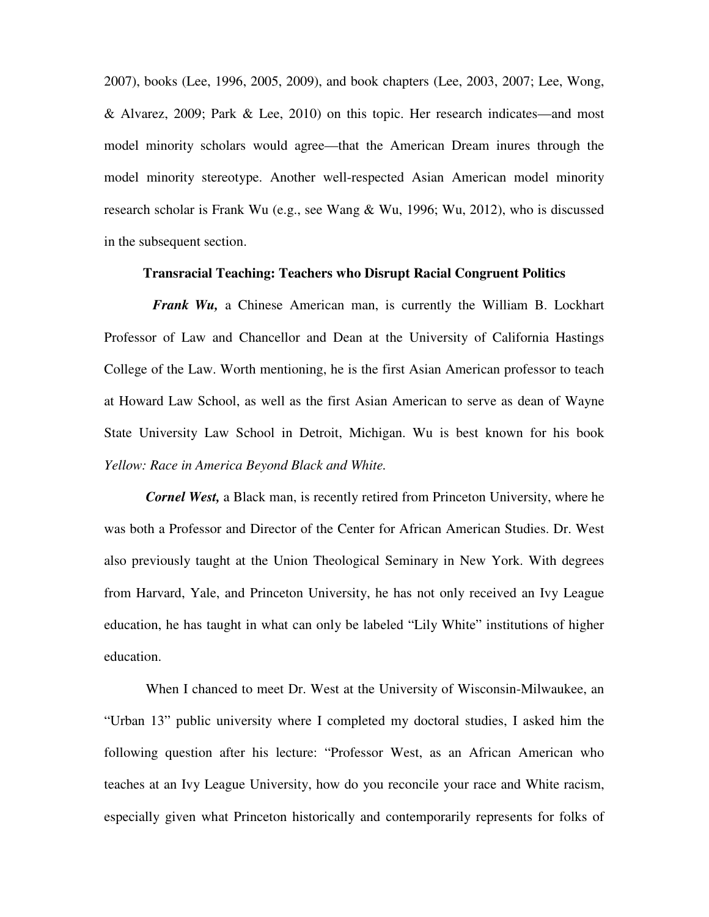2007), books (Lee, 1996, 2005, 2009), and book chapters (Lee, 2003, 2007; Lee, Wong, & Alvarez, 2009; Park & Lee, 2010) on this topic. Her research indicates—and most model minority scholars would agree—that the American Dream inures through the model minority stereotype. Another well-respected Asian American model minority research scholar is Frank Wu (e.g., see Wang & Wu, 1996; Wu, 2012), who is discussed in the subsequent section.

## Transracial Teaching: Teachers who Disrupt Racial Congruent Politics

***Frank Wu,*** a Chinese American man, is currently the William B. Lockhart Professor of Law and Chancellor and Dean at the University of California Hastings College of the Law. Worth mentioning, he is the first Asian American professor to teach at Howard Law School, as well as the first Asian American to serve as dean of Wayne State University Law School in Detroit, Michigan. Wu is best known for his book *Yellow: Race in America Beyond Black and White.*

***Cornel West,*** a Black man, is recently retired from Princeton University, where he was both a Professor and Director of the Center for African American Studies. Dr. West also previously taught at the Union Theological Seminary in New York. With degrees from Harvard, Yale, and Princeton University, he has not only received an Ivy League education, he has taught in what can only be labeled "Lily White" institutions of higher education.

When I chanced to meet Dr. West at the University of Wisconsin-Milwaukee, an "Urban 13" public university where I completed my doctoral studies, I asked him the following question after his lecture: "Professor West, as an African American who teaches at an Ivy League University, how do you reconcile your race and White racism, especially given what Princeton historically and contemporarily represents for folks of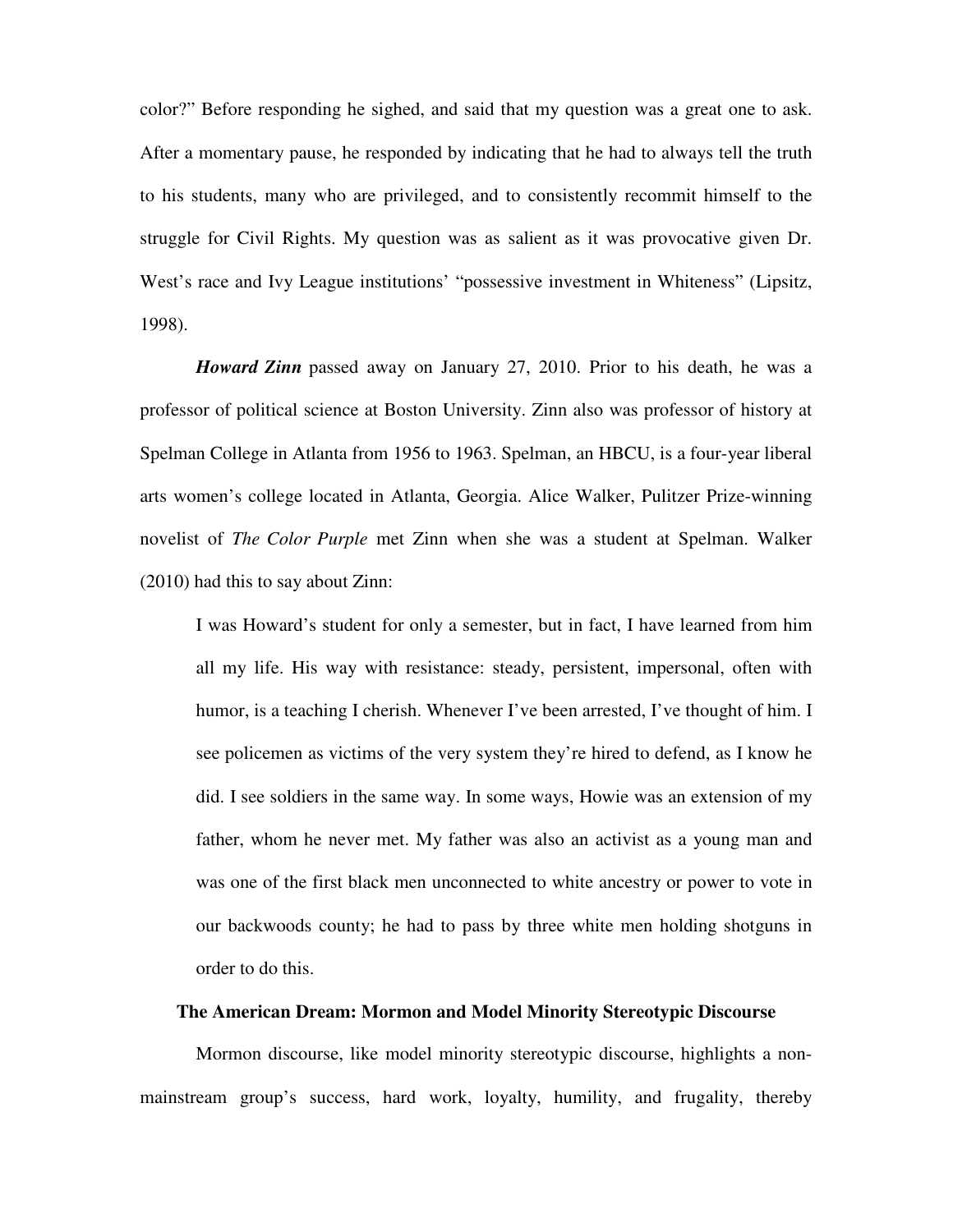color?" Before responding he sighed, and said that my question was a great one to ask. After a momentary pause, he responded by indicating that he had to always tell the truth to his students, many who are privileged, and to consistently recommit himself to the struggle for Civil Rights. My question was as salient as it was provocative given Dr. West's race and Ivy League institutions' "possessive investment in Whiteness" (Lipsitz, 1998).

***Howard Zinn*** passed away on January 27, 2010. Prior to his death, he was a professor of political science at Boston University. Zinn also was professor of history at Spelman College in Atlanta from 1956 to 1963. Spelman, an HBCU, is a four-year liberal arts women's college located in Atlanta, Georgia. Alice Walker, Pulitzer Prize-winning novelist of *The Color Purple* met Zinn when she was a student at Spelman. Walker (2010) had this to say about Zinn:

> I was Howard's student for only a semester, but in fact, I have learned from him all my life. His way with resistance: steady, persistent, impersonal, often with humor, is a teaching I cherish. Whenever I've been arrested, I've thought of him. I see policemen as victims of the very system they're hired to defend, as I know he did. I see soldiers in the same way. In some ways, Howie was an extension of my father, whom he never met. My father was also an activist as a young man and was one of the first black men unconnected to white ancestry or power to vote in our backwoods county; he had to pass by three white men holding shotguns in order to do this.

## The American Dream: Mormon and Model Minority Stereotypic Discourse

Mormon discourse, like model minority stereotypic discourse, highlights a non-mainstream group's success, hard work, loyalty, humility, and frugality, thereby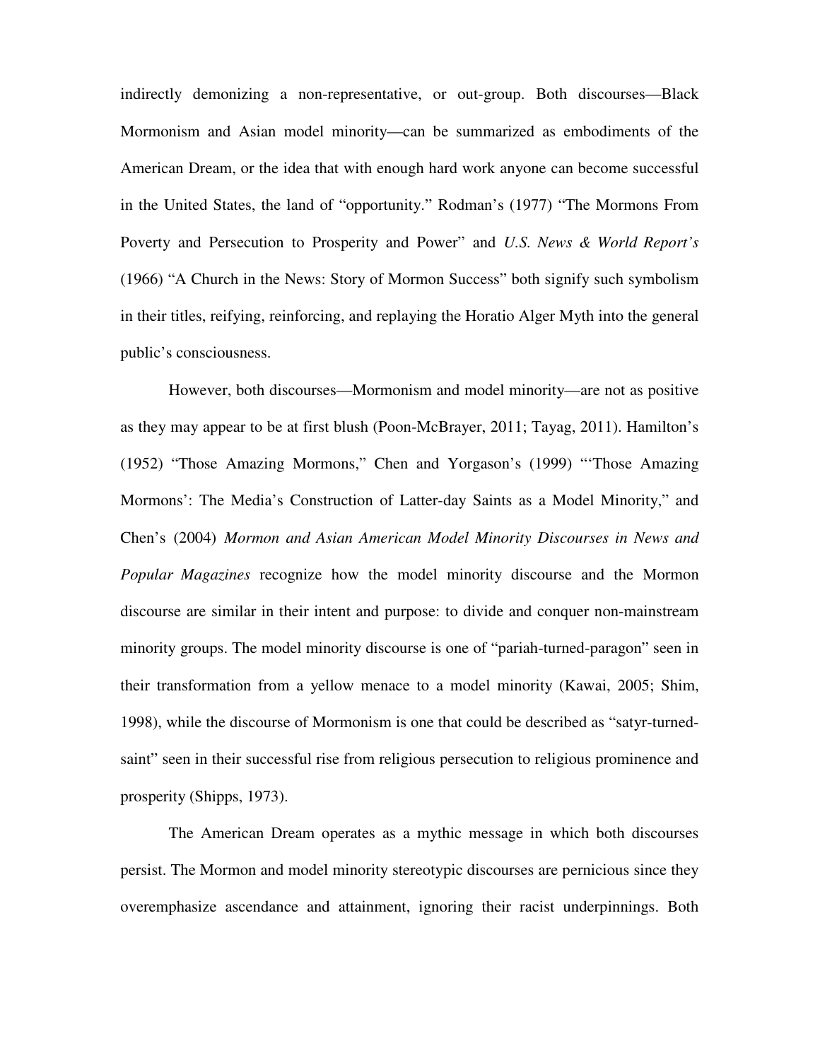indirectly demonizing a non-representative, or out-group. Both discourses—Black Mormonism and Asian model minority—can be summarized as embodiments of the American Dream, or the idea that with enough hard work anyone can become successful in the United States, the land of "opportunity." Rodman's (1977) "The Mormons From Poverty and Persecution to Prosperity and Power" and *U.S. News & World Report's* (1966) "A Church in the News: Story of Mormon Success" both signify such symbolism in their titles, reifying, reinforcing, and replaying the Horatio Alger Myth into the general public's consciousness.

However, both discourses—Mormonism and model minority—are not as positive as they may appear to be at first blush (Poon-McBrayer, 2011; Tayag, 2011). Hamilton's (1952) "Those Amazing Mormons," Chen and Yorgason's (1999) "'Those Amazing Mormons': The Media's Construction of Latter-day Saints as a Model Minority," and Chen's (2004) *Mormon and Asian American Model Minority Discourses in News and Popular Magazines* recognize how the model minority discourse and the Mormon discourse are similar in their intent and purpose: to divide and conquer non-mainstream minority groups. The model minority discourse is one of "pariah-turned-paragon" seen in their transformation from a yellow menace to a model minority (Kawai, 2005; Shim, 1998), while the discourse of Mormonism is one that could be described as "satyr-turned-saint" seen in their successful rise from religious persecution to religious prominence and prosperity (Shipps, 1973).

The American Dream operates as a mythic message in which both discourses persist. The Mormon and model minority stereotypic discourses are pernicious since they overemphasize ascendance and attainment, ignoring their racist underpinnings. Both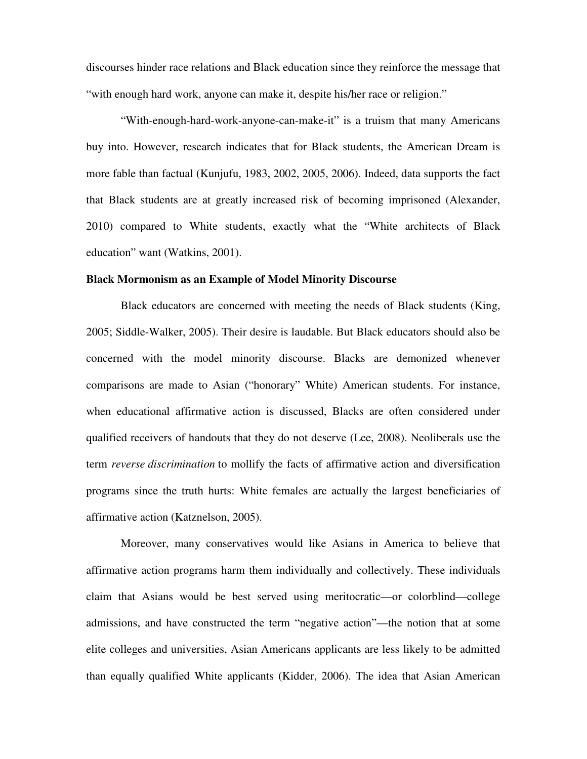discourses hinder race relations and Black education since they reinforce the message that "with enough hard work, anyone can make it, despite his/her race or religion."

"With-enough-hard-work-anyone-can-make-it" is a truism that many Americans buy into. However, research indicates that for Black students, the American Dream is more fable than factual (Kunjufu, 1983, 2002, 2005, 2006). Indeed, data supports the fact that Black students are at greatly increased risk of becoming imprisoned (Alexander, 2010) compared to White students, exactly what the "White architects of Black education" want (Watkins, 2001).

**Black Mormonism as an Example of Model Minority Discourse**

Black educators are concerned with meeting the needs of Black students (King, 2005; Siddle-Walker, 2005). Their desire is laudable. But Black educators should also be concerned with the model minority discourse. Blacks are demonized whenever comparisons are made to Asian ("honorary" White) American students. For instance, when educational affirmative action is discussed, Blacks are often considered under qualified receivers of handouts that they do not deserve (Lee, 2008). Neoliberals use the term *reverse discrimination* to mollify the facts of affirmative action and diversification programs since the truth hurts: White females are actually the largest beneficiaries of affirmative action (Katznelson, 2005).

Moreover, many conservatives would like Asians in America to believe that affirmative action programs harm them individually and collectively. These individuals claim that Asians would be best served using meritocratic—or colorblind—college admissions, and have constructed the term "negative action"—the notion that at some elite colleges and universities, Asian Americans applicants are less likely to be admitted than equally qualified White applicants (Kidder, 2006). The idea that Asian American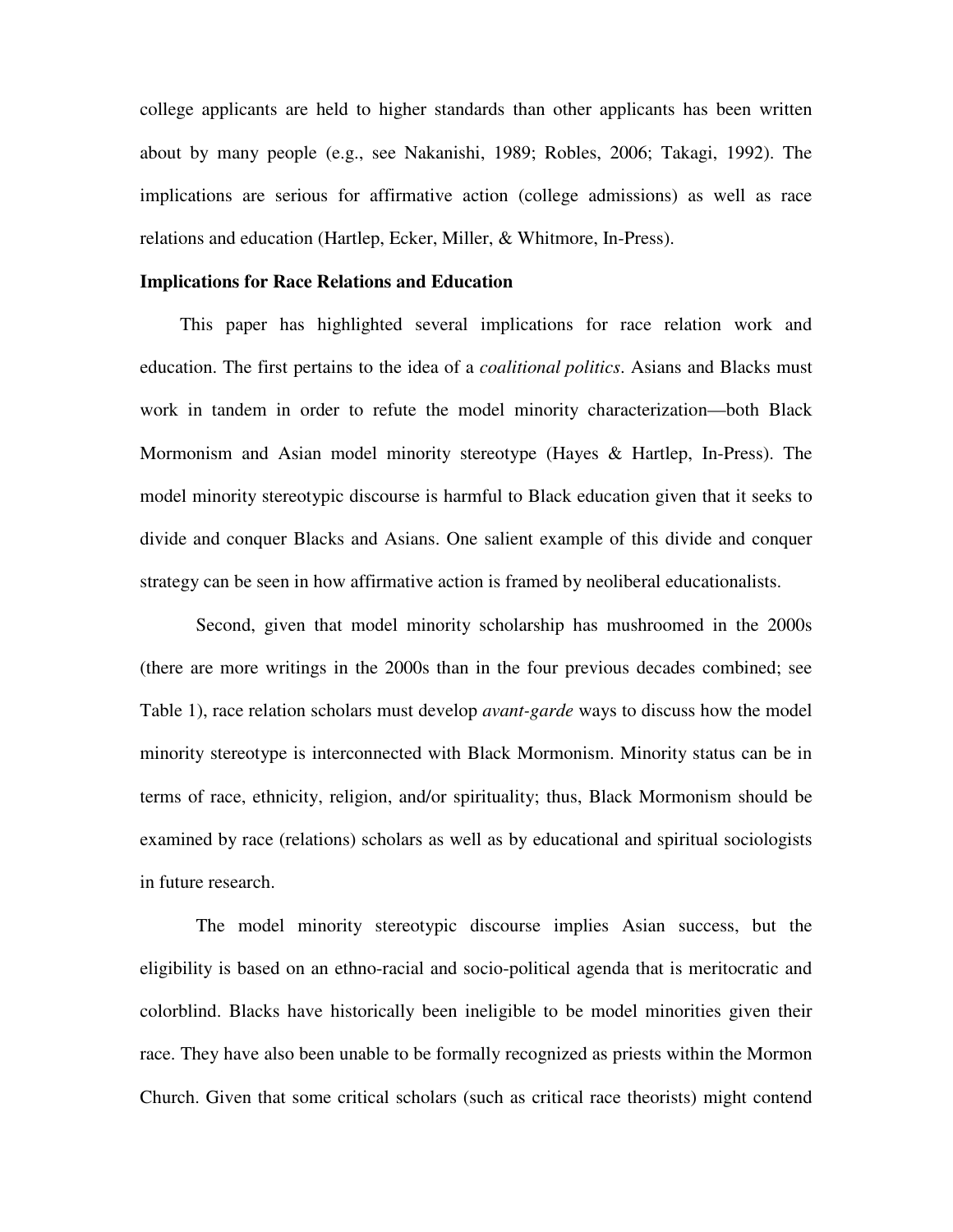college applicants are held to higher standards than other applicants has been written about by many people (e.g., see Nakanishi, 1989; Robles, 2006; Takagi, 1992). The implications are serious for affirmative action (college admissions) as well as race relations and education (Hartlep, Ecker, Miller, & Whitmore, In-Press).

**Implications for Race Relations and Education**

This paper has highlighted several implications for race relation work and education. The first pertains to the idea of a *coalitional politics*. Asians and Blacks must work in tandem in order to refute the model minority characterization—both Black Mormonism and Asian model minority stereotype (Hayes & Hartlep, In-Press). The model minority stereotypic discourse is harmful to Black education given that it seeks to divide and conquer Blacks and Asians. One salient example of this divide and conquer strategy can be seen in how affirmative action is framed by neoliberal educationalists.

Second, given that model minority scholarship has mushroomed in the 2000s (there are more writings in the 2000s than in the four previous decades combined; see Table 1), race relation scholars must develop *avant-garde* ways to discuss how the model minority stereotype is interconnected with Black Mormonism. Minority status can be in terms of race, ethnicity, religion, and/or spirituality; thus, Black Mormonism should be examined by race (relations) scholars as well as by educational and spiritual sociologists in future research.

The model minority stereotypic discourse implies Asian success, but the eligibility is based on an ethno-racial and socio-political agenda that is meritocratic and colorblind. Blacks have historically been ineligible to be model minorities given their race. They have also been unable to be formally recognized as priests within the Mormon Church. Given that some critical scholars (such as critical race theorists) might contend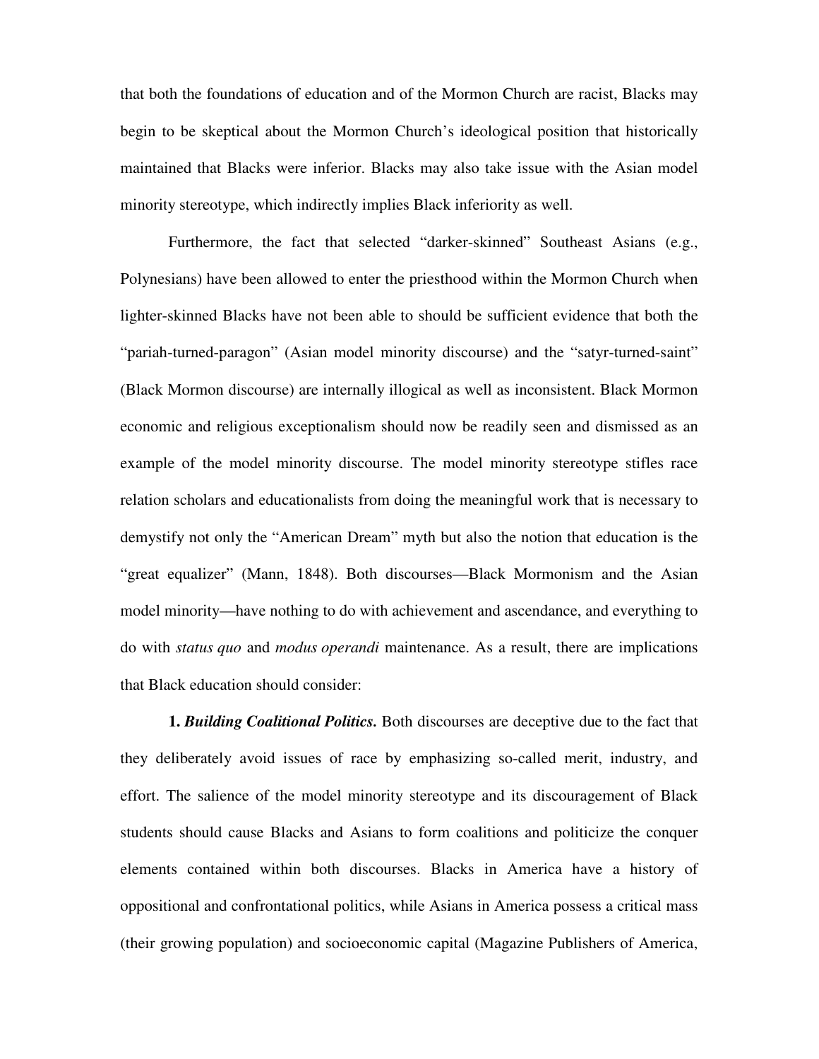that both the foundations of education and of the Mormon Church are racist, Blacks may begin to be skeptical about the Mormon Church's ideological position that historically maintained that Blacks were inferior. Blacks may also take issue with the Asian model minority stereotype, which indirectly implies Black inferiority as well.

Furthermore, the fact that selected "darker-skinned" Southeast Asians (e.g., Polynesians) have been allowed to enter the priesthood within the Mormon Church when lighter-skinned Blacks have not been able to should be sufficient evidence that both the "pariah-turned-paragon" (Asian model minority discourse) and the "satyr-turned-saint" (Black Mormon discourse) are internally illogical as well as inconsistent. Black Mormon economic and religious exceptionalism should now be readily seen and dismissed as an example of the model minority discourse. The model minority stereotype stifles race relation scholars and educationalists from doing the meaningful work that is necessary to demystify not only the "American Dream" myth but also the notion that education is the "great equalizer" (Mann, 1848). Both discourses—Black Mormonism and the Asian model minority—have nothing to do with achievement and ascendance, and everything to do with *status quo* and *modus operandi* maintenance. As a result, there are implications that Black education should consider:

**1. *Building Coalitional Politics.*** Both discourses are deceptive due to the fact that they deliberately avoid issues of race by emphasizing so-called merit, industry, and effort. The salience of the model minority stereotype and its discouragement of Black students should cause Blacks and Asians to form coalitions and politicize the conquer elements contained within both discourses. Blacks in America have a history of oppositional and confrontational politics, while Asians in America possess a critical mass (their growing population) and socioeconomic capital (Magazine Publishers of America,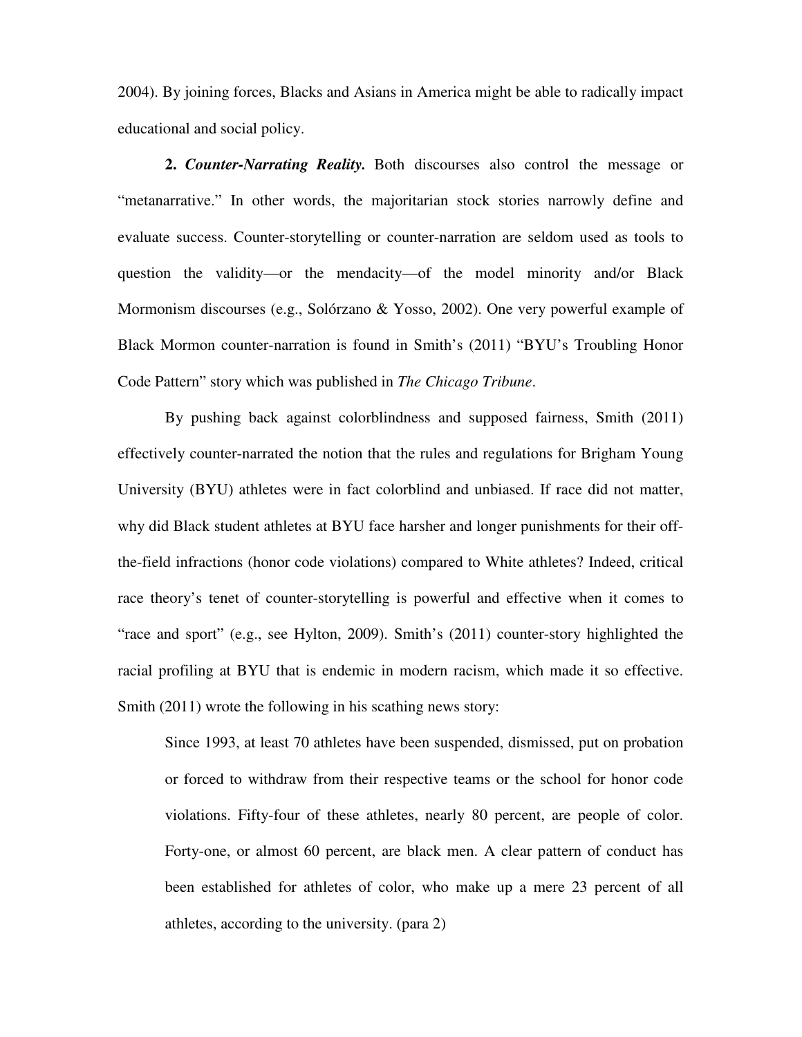2004). By joining forces, Blacks and Asians in America might be able to radically impact educational and social policy.

**2. *Counter-Narrating Reality.*** Both discourses also control the message or "metanarrative." In other words, the majoritarian stock stories narrowly define and evaluate success. Counter-storytelling or counter-narration are seldom used as tools to question the validity—or the mendacity—of the model minority and/or Black Mormonism discourses (e.g., Solórzano & Yosso, 2002). One very powerful example of Black Mormon counter-narration is found in Smith's (2011) "BYU's Troubling Honor Code Pattern" story which was published in *The Chicago Tribune*.

By pushing back against colorblindness and supposed fairness, Smith (2011) effectively counter-narrated the notion that the rules and regulations for Brigham Young University (BYU) athletes were in fact colorblind and unbiased. If race did not matter, why did Black student athletes at BYU face harsher and longer punishments for their off-the-field infractions (honor code violations) compared to White athletes? Indeed, critical race theory's tenet of counter-storytelling is powerful and effective when it comes to "race and sport" (e.g., see Hylton, 2009). Smith's (2011) counter-story highlighted the racial profiling at BYU that is endemic in modern racism, which made it so effective. Smith (2011) wrote the following in his scathing news story:

> Since 1993, at least 70 athletes have been suspended, dismissed, put on probation or forced to withdraw from their respective teams or the school for honor code violations. Fifty-four of these athletes, nearly 80 percent, are people of color. Forty-one, or almost 60 percent, are black men. A clear pattern of conduct has been established for athletes of color, who make up a mere 23 percent of all athletes, according to the university. (para 2)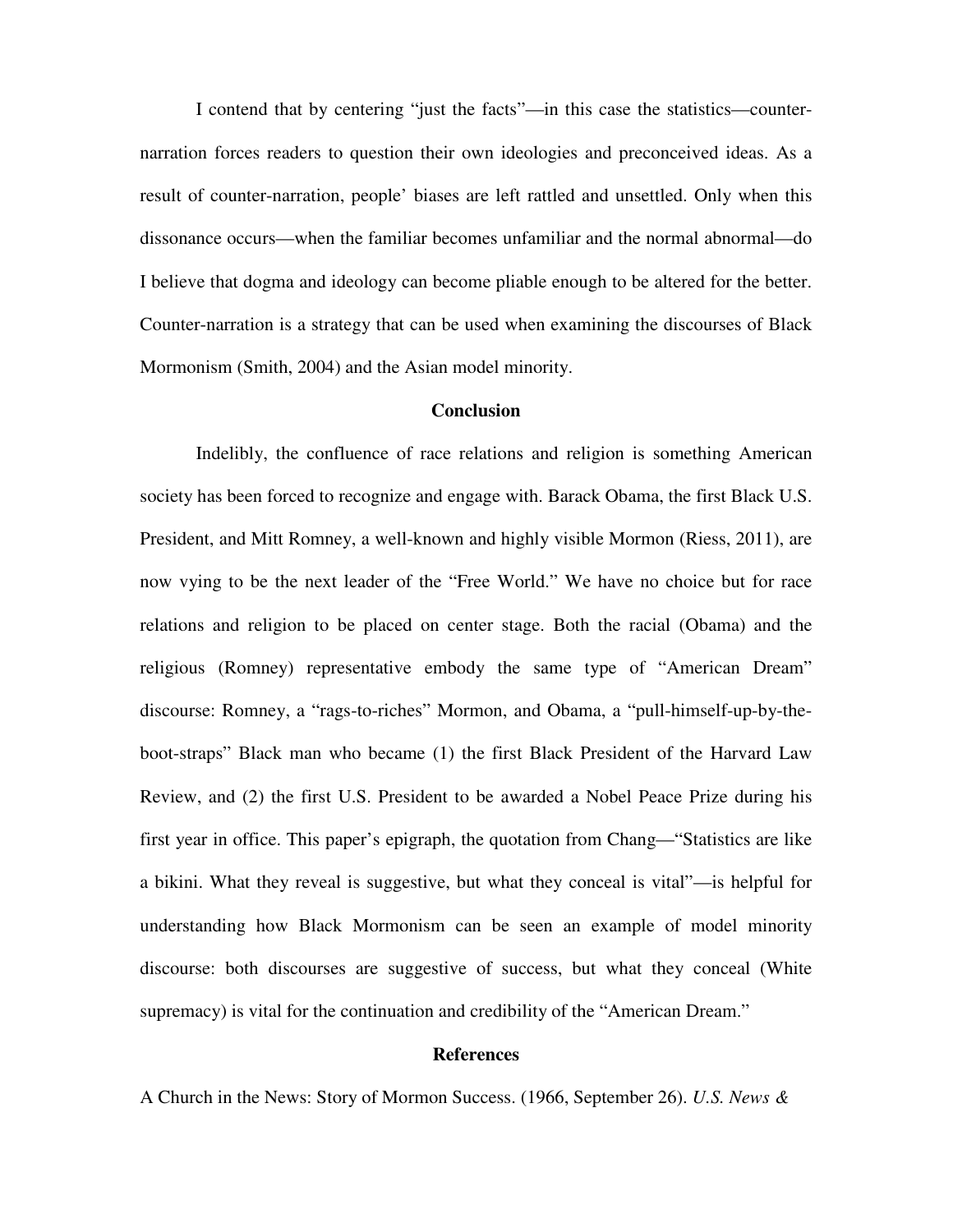I contend that by centering "just the facts"—in this case the statistics—counter-narration forces readers to question their own ideologies and preconceived ideas. As a result of counter-narration, people' biases are left rattled and unsettled. Only when this dissonance occurs—when the familiar becomes unfamiliar and the normal abnormal—do I believe that dogma and ideology can become pliable enough to be altered for the better. Counter-narration is a strategy that can be used when examining the discourses of Black Mormonism (Smith, 2004) and the Asian model minority.

## Conclusion

Indelibly, the confluence of race relations and religion is something American society has been forced to recognize and engage with. Barack Obama, the first Black U.S. President, and Mitt Romney, a well-known and highly visible Mormon (Riess, 2011), are now vying to be the next leader of the "Free World." We have no choice but for race relations and religion to be placed on center stage. Both the racial (Obama) and the religious (Romney) representative embody the same type of "American Dream" discourse: Romney, a "rags-to-riches" Mormon, and Obama, a "pull-himself-up-by-the-boot-straps" Black man who became (1) the first Black President of the Harvard Law Review, and (2) the first U.S. President to be awarded a Nobel Peace Prize during his first year in office. This paper's epigraph, the quotation from Chang—"Statistics are like a bikini. What they reveal is suggestive, but what they conceal is vital"—is helpful for understanding how Black Mormonism can be seen an example of model minority discourse: both discourses are suggestive of success, but what they conceal (White supremacy) is vital for the continuation and credibility of the "American Dream."

## References

A Church in the News: Story of Mormon Success. (1966, September 26). *U.S. News &*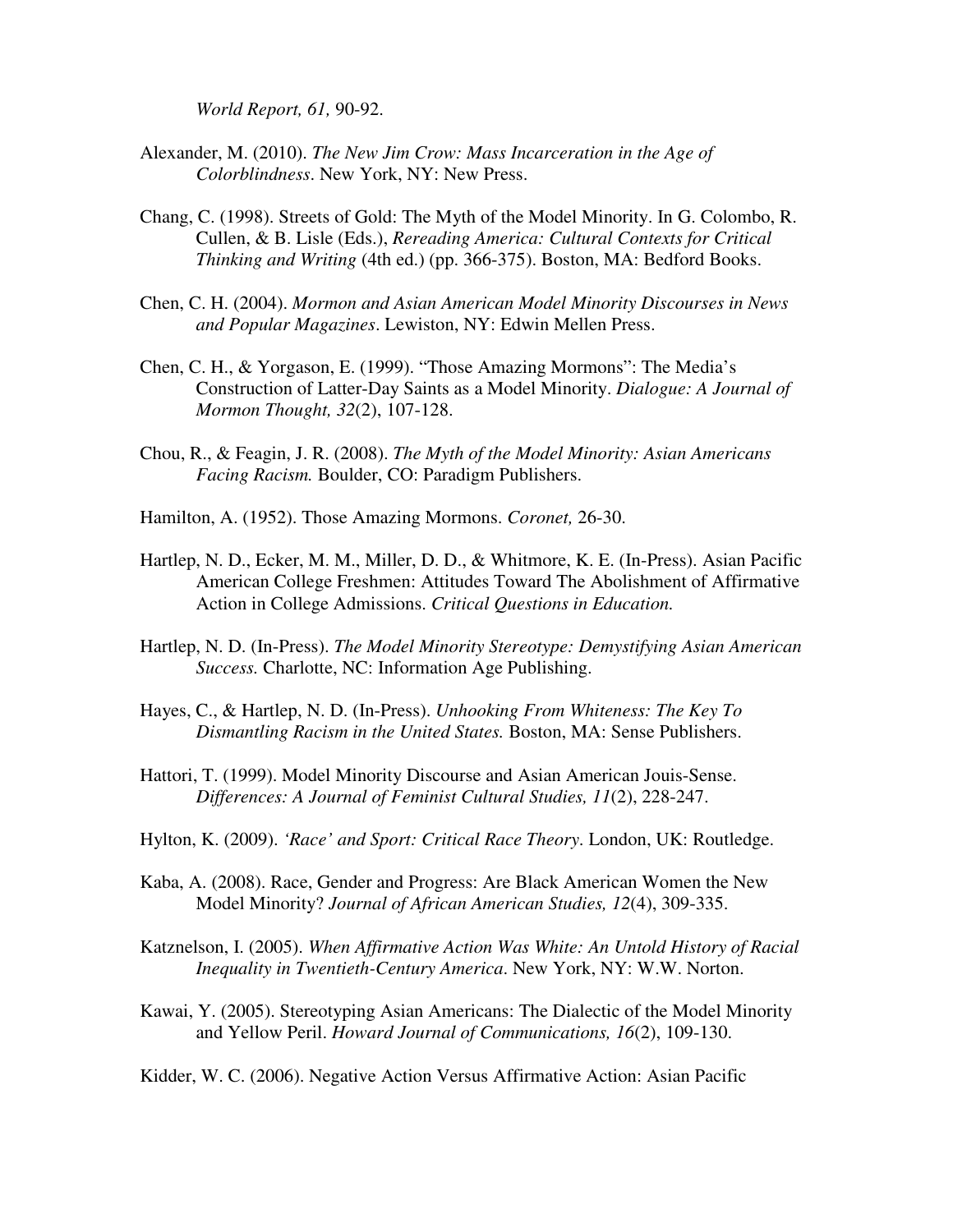*World Report, 61,* 90-92.

Alexander, M. (2010). *The New Jim Crow: Mass Incarceration in the Age of Colorblindness*. New York, NY: New Press.

Chang, C. (1998). Streets of Gold: The Myth of the Model Minority. In G. Colombo, R. Cullen, & B. Lisle (Eds.), *Rereading America: Cultural Contexts for Critical Thinking and Writing* (4th ed.) (pp. 366-375). Boston, MA: Bedford Books.

Chen, C. H. (2004). *Mormon and Asian American Model Minority Discourses in News and Popular Magazines*. Lewiston, NY: Edwin Mellen Press.

Chen, C. H., & Yorgason, E. (1999). "Those Amazing Mormons": The Media's Construction of Latter-Day Saints as a Model Minority. *Dialogue: A Journal of Mormon Thought, 32*(2), 107-128.

Chou, R., & Feagin, J. R. (2008). *The Myth of the Model Minority: Asian Americans Facing Racism.* Boulder, CO: Paradigm Publishers.

Hamilton, A. (1952). Those Amazing Mormons. *Coronet,* 26-30.

Hartlep, N. D., Ecker, M. M., Miller, D. D., & Whitmore, K. E. (In-Press). Asian Pacific American College Freshmen: Attitudes Toward The Abolishment of Affirmative Action in College Admissions. *Critical Questions in Education.*

Hartlep, N. D. (In-Press). *The Model Minority Stereotype: Demystifying Asian American Success.* Charlotte, NC: Information Age Publishing.

Hayes, C., & Hartlep, N. D. (In-Press). *Unhooking From Whiteness: The Key To Dismantling Racism in the United States.* Boston, MA: Sense Publishers.

Hattori, T. (1999). Model Minority Discourse and Asian American Jouis-Sense. *Differences: A Journal of Feminist Cultural Studies, 11*(2), 228-247.

Hylton, K. (2009). *'Race' and Sport: Critical Race Theory*. London, UK: Routledge.

Kaba, A. (2008). Race, Gender and Progress: Are Black American Women the New Model Minority? *Journal of African American Studies, 12*(4), 309-335.

Katznelson, I. (2005). *When Affirmative Action Was White: An Untold History of Racial Inequality in Twentieth-Century America*. New York, NY: W.W. Norton.

Kawai, Y. (2005). Stereotyping Asian Americans: The Dialectic of the Model Minority and Yellow Peril. *Howard Journal of Communications, 16*(2), 109-130.

Kidder, W. C. (2006). Negative Action Versus Affirmative Action: Asian Pacific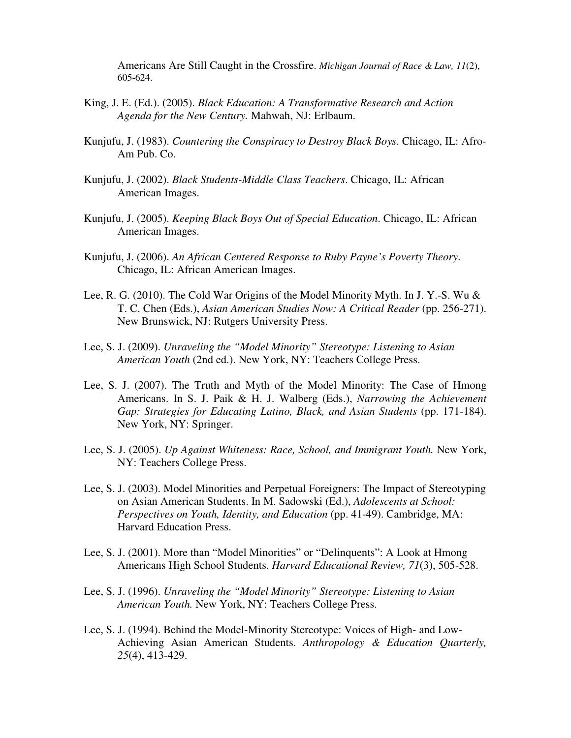Americans Are Still Caught in the Crossfire. *Michigan Journal of Race & Law, 11*(2), 605-624.

King, J. E. (Ed.). (2005). *Black Education: A Transformative Research and Action Agenda for the New Century.* Mahwah, NJ: Erlbaum.

Kunjufu, J. (1983). *Countering the Conspiracy to Destroy Black Boys*. Chicago, IL: Afro-Am Pub. Co.

Kunjufu, J. (2002). *Black Students-Middle Class Teachers*. Chicago, IL: African American Images.

Kunjufu, J. (2005). *Keeping Black Boys Out of Special Education*. Chicago, IL: African American Images.

Kunjufu, J. (2006). *An African Centered Response to Ruby Payne's Poverty Theory*. Chicago, IL: African American Images.

Lee, R. G. (2010). The Cold War Origins of the Model Minority Myth. In J. Y.-S. Wu & T. C. Chen (Eds.), *Asian American Studies Now: A Critical Reader* (pp. 256-271). New Brunswick, NJ: Rutgers University Press.

Lee, S. J. (2009). *Unraveling the "Model Minority" Stereotype: Listening to Asian American Youth* (2nd ed.). New York, NY: Teachers College Press.

Lee, S. J. (2007). The Truth and Myth of the Model Minority: The Case of Hmong Americans. In S. J. Paik & H. J. Walberg (Eds.), *Narrowing the Achievement Gap: Strategies for Educating Latino, Black, and Asian Students* (pp. 171-184). New York, NY: Springer.

Lee, S. J. (2005). *Up Against Whiteness: Race, School, and Immigrant Youth.* New York, NY: Teachers College Press.

Lee, S. J. (2003). Model Minorities and Perpetual Foreigners: The Impact of Stereotyping on Asian American Students. In M. Sadowski (Ed.), *Adolescents at School: Perspectives on Youth, Identity, and Education* (pp. 41-49). Cambridge, MA: Harvard Education Press.

Lee, S. J. (2001). More than "Model Minorities" or "Delinquents": A Look at Hmong Americans High School Students. *Harvard Educational Review, 71*(3), 505-528.

Lee, S. J. (1996). *Unraveling the "Model Minority" Stereotype: Listening to Asian American Youth.* New York, NY: Teachers College Press.

Lee, S. J. (1994). Behind the Model-Minority Stereotype: Voices of High- and Low-Achieving Asian American Students. *Anthropology & Education Quarterly, 25*(4), 413-429.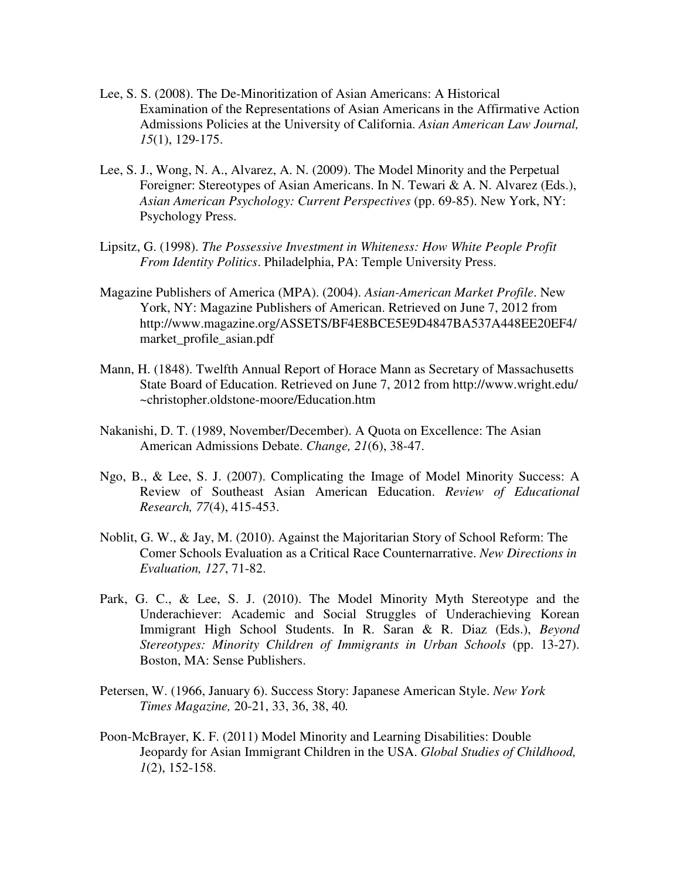Lee, S. S. (2008). The De-Minoritization of Asian Americans: A Historical Examination of the Representations of Asian Americans in the Affirmative Action Admissions Policies at the University of California. *Asian American Law Journal, 15*(1), 129-175.

Lee, S. J., Wong, N. A., Alvarez, A. N. (2009). The Model Minority and the Perpetual Foreigner: Stereotypes of Asian Americans. In N. Tewari & A. N. Alvarez (Eds.), *Asian American Psychology: Current Perspectives* (pp. 69-85). New York, NY: Psychology Press.

Lipsitz, G. (1998). *The Possessive Investment in Whiteness: How White People Profit From Identity Politics*. Philadelphia, PA: Temple University Press.

Magazine Publishers of America (MPA). (2004). *Asian-American Market Profile*. New York, NY: Magazine Publishers of American. Retrieved on June 7, 2012 from http://www.magazine.org/ASSETS/BF4E8BCE5E9D4847BA537A448EE20EF4/market_profile_asian.pdf

Mann, H. (1848). Twelfth Annual Report of Horace Mann as Secretary of Massachusetts State Board of Education. Retrieved on June 7, 2012 from http://www.wright.edu/~christopher.oldstone-moore/Education.htm

Nakanishi, D. T. (1989, November/December). A Quota on Excellence: The Asian American Admissions Debate. *Change, 21*(6), 38-47.

Ngo, B., & Lee, S. J. (2007). Complicating the Image of Model Minority Success: A Review of Southeast Asian American Education. *Review of Educational Research, 77*(4), 415-453.

Noblit, G. W., & Jay, M. (2010). Against the Majoritarian Story of School Reform: The Comer Schools Evaluation as a Critical Race Counternarrative. *New Directions in Evaluation, 127*, 71-82.

Park, G. C., & Lee, S. J. (2010). The Model Minority Myth Stereotype and the Underachiever: Academic and Social Struggles of Underachieving Korean Immigrant High School Students. In R. Saran & R. Diaz (Eds.), *Beyond Stereotypes: Minority Children of Immigrants in Urban Schools* (pp. 13-27). Boston, MA: Sense Publishers.

Petersen, W. (1966, January 6). Success Story: Japanese American Style. *New York Times Magazine,* 20-21, 33, 36, 38, 40*.*

Poon-McBrayer, K. F. (2011) Model Minority and Learning Disabilities: Double Jeopardy for Asian Immigrant Children in the USA. *Global Studies of Childhood, 1*(2), 152-158.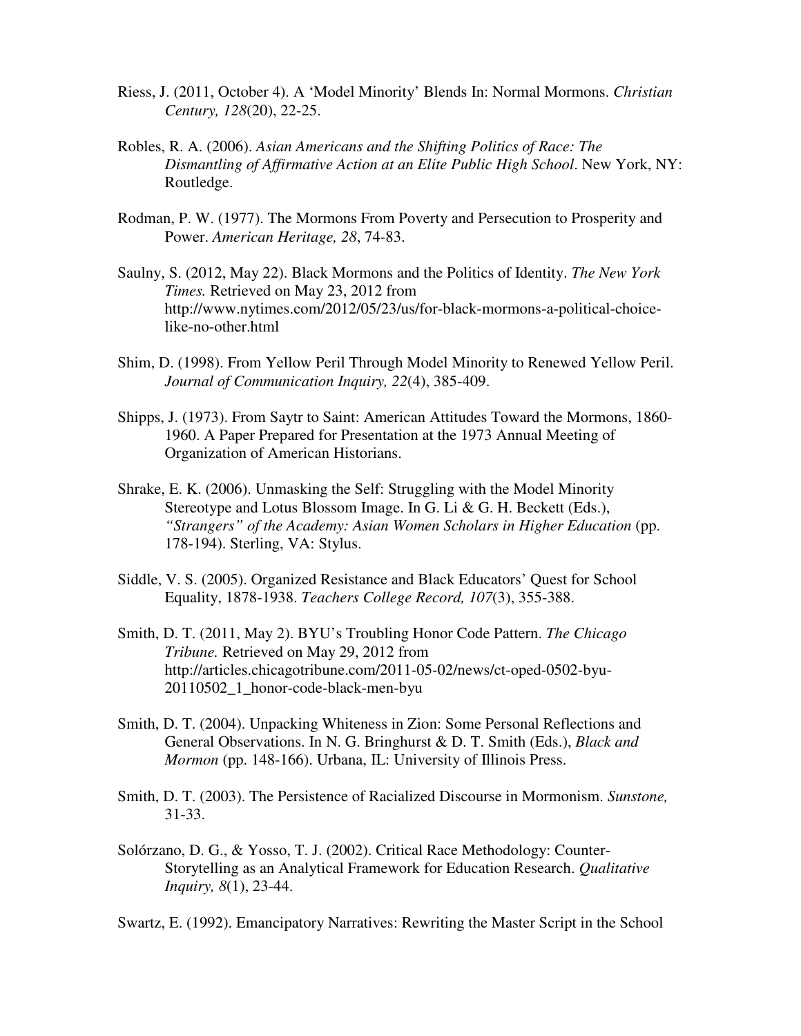Riess, J. (2011, October 4). A 'Model Minority' Blends In: Normal Mormons. *Christian Century, 128*(20), 22-25.

Robles, R. A. (2006). *Asian Americans and the Shifting Politics of Race: The Dismantling of Affirmative Action at an Elite Public High School*. New York, NY: Routledge.

Rodman, P. W. (1977). The Mormons From Poverty and Persecution to Prosperity and Power. *American Heritage, 28*, 74-83.

Saulny, S. (2012, May 22). Black Mormons and the Politics of Identity. *The New York Times.* Retrieved on May 23, 2012 from http://www.nytimes.com/2012/05/23/us/for-black-mormons-a-political-choice-like-no-other.html

Shim, D. (1998). From Yellow Peril Through Model Minority to Renewed Yellow Peril. *Journal of Communication Inquiry, 22*(4), 385-409.

Shipps, J. (1973). From Saytr to Saint: American Attitudes Toward the Mormons, 1860-1960. A Paper Prepared for Presentation at the 1973 Annual Meeting of Organization of American Historians.

Shrake, E. K. (2006). Unmasking the Self: Struggling with the Model Minority Stereotype and Lotus Blossom Image. In G. Li & G. H. Beckett (Eds.), *"Strangers" of the Academy: Asian Women Scholars in Higher Education* (pp. 178-194). Sterling, VA: Stylus.

Siddle, V. S. (2005). Organized Resistance and Black Educators' Quest for School Equality, 1878-1938. *Teachers College Record, 107*(3), 355-388.

Smith, D. T. (2011, May 2). BYU's Troubling Honor Code Pattern. *The Chicago Tribune.* Retrieved on May 29, 2012 from http://articles.chicagotribune.com/2011-05-02/news/ct-oped-0502-byu-20110502_1_honor-code-black-men-byu

Smith, D. T. (2004). Unpacking Whiteness in Zion: Some Personal Reflections and General Observations. In N. G. Bringhurst & D. T. Smith (Eds.), *Black and Mormon* (pp. 148-166). Urbana, IL: University of Illinois Press.

Smith, D. T. (2003). The Persistence of Racialized Discourse in Mormonism. *Sunstone,* 31-33.

Solórzano, D. G., & Yosso, T. J. (2002). Critical Race Methodology: Counter-Storytelling as an Analytical Framework for Education Research. *Qualitative Inquiry, 8*(1), 23-44.

Swartz, E. (1992). Emancipatory Narratives: Rewriting the Master Script in the School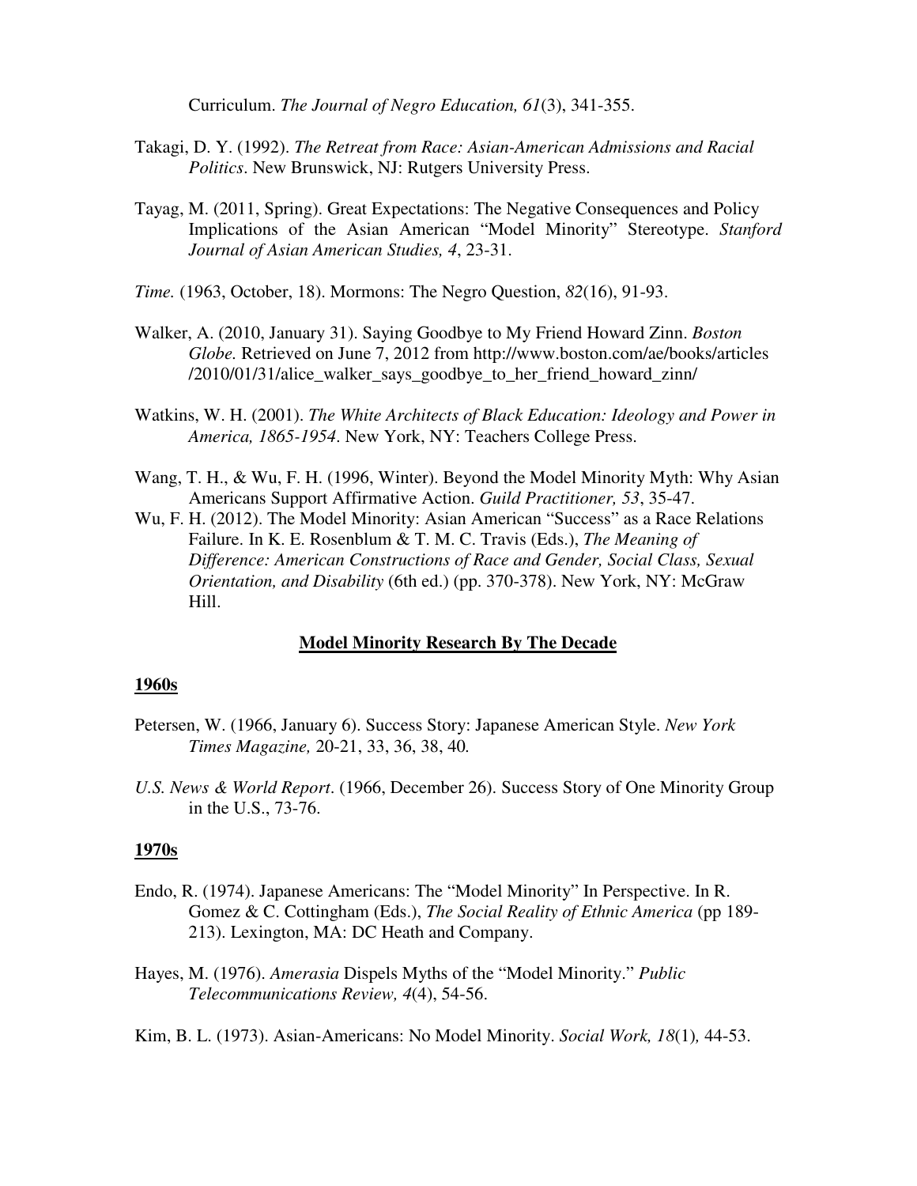Curriculum. *The Journal of Negro Education, 61*(3), 341-355.

Takagi, D. Y. (1992). *The Retreat from Race: Asian-American Admissions and Racial Politics*. New Brunswick, NJ: Rutgers University Press.

Tayag, M. (2011, Spring). Great Expectations: The Negative Consequences and Policy Implications of the Asian American "Model Minority" Stereotype. *Stanford Journal of Asian American Studies, 4*, 23-31.

*Time.* (1963, October, 18). Mormons: The Negro Question, *82*(16), 91-93.

Walker, A. (2010, January 31). Saying Goodbye to My Friend Howard Zinn. *Boston Globe.* Retrieved on June 7, 2012 from http://www.boston.com/ae/books/articles/2010/01/31/alice_walker_says_goodbye_to_her_friend_howard_zinn/

Watkins, W. H. (2001). *The White Architects of Black Education: Ideology and Power in America, 1865-1954*. New York, NY: Teachers College Press.

Wang, T. H., & Wu, F. H. (1996, Winter). Beyond the Model Minority Myth: Why Asian Americans Support Affirmative Action. *Guild Practitioner, 53*, 35-47.

Wu, F. H. (2012). The Model Minority: Asian American "Success" as a Race Relations Failure. In K. E. Rosenblum & T. M. C. Travis (Eds.), *The Meaning of Difference: American Constructions of Race and Gender, Social Class, Sexual Orientation, and Disability* (6th ed.) (pp. 370-378). New York, NY: McGraw Hill.

## Model Minority Research By The Decade

### 1960s

Petersen, W. (1966, January 6). Success Story: Japanese American Style. *New York Times Magazine,* 20-21, 33, 36, 38, 40*.*

*U.S. News & World Report*. (1966, December 26). Success Story of One Minority Group in the U.S., 73-76.

### 1970s

Endo, R. (1974). Japanese Americans: The "Model Minority" In Perspective. In R. Gomez & C. Cottingham (Eds.), *The Social Reality of Ethnic America* (pp 189-213). Lexington, MA: DC Heath and Company.

Hayes, M. (1976). *Amerasia* Dispels Myths of the "Model Minority." *Public Telecommunications Review, 4*(4), 54-56.

Kim, B. L. (1973). Asian-Americans: No Model Minority. *Social Work, 18*(1)*,* 44-53.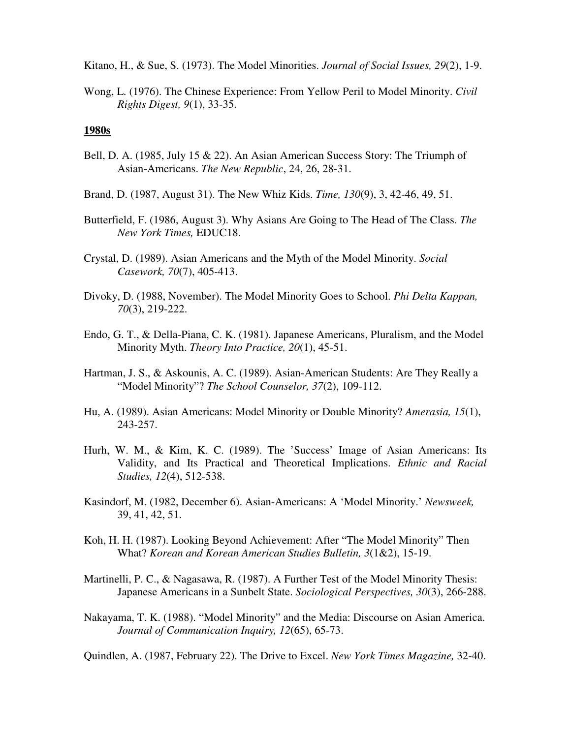Kitano, H., & Sue, S. (1973). The Model Minorities. *Journal of Social Issues, 29*(2), 1-9.

Wong, L. (1976). The Chinese Experience: From Yellow Peril to Model Minority. *Civil Rights Digest, 9*(1), 33-35.

**1980s**

Bell, D. A. (1985, July 15 & 22). An Asian American Success Story: The Triumph of Asian-Americans. *The New Republic*, 24, 26, 28-31.

Brand, D. (1987, August 31). The New Whiz Kids. *Time, 130*(9), 3, 42-46, 49, 51.

Butterfield, F. (1986, August 3). Why Asians Are Going to The Head of The Class. *The New York Times,* EDUC18.

Crystal, D. (1989). Asian Americans and the Myth of the Model Minority. *Social Casework, 70*(7), 405-413.

Divoky, D. (1988, November). The Model Minority Goes to School. *Phi Delta Kappan, 70*(3), 219-222.

Endo, G. T., & Della-Piana, C. K. (1981). Japanese Americans, Pluralism, and the Model Minority Myth. *Theory Into Practice, 20*(1), 45-51.

Hartman, J. S., & Askounis, A. C. (1989). Asian-American Students: Are They Really a "Model Minority"? *The School Counselor, 37*(2), 109-112.

Hu, A. (1989). Asian Americans: Model Minority or Double Minority? *Amerasia, 15*(1), 243-257.

Hurh, W. M., & Kim, K. C. (1989). The 'Success' Image of Asian Americans: Its Validity, and Its Practical and Theoretical Implications. *Ethnic and Racial Studies, 12*(4), 512-538.

Kasindorf, M. (1982, December 6). Asian-Americans: A 'Model Minority.' *Newsweek,* 39, 41, 42, 51.

Koh, H. H. (1987). Looking Beyond Achievement: After "The Model Minority" Then What? *Korean and Korean American Studies Bulletin, 3*(1&2), 15-19.

Martinelli, P. C., & Nagasawa, R. (1987). A Further Test of the Model Minority Thesis: Japanese Americans in a Sunbelt State. *Sociological Perspectives, 30*(3), 266-288.

Nakayama, T. K. (1988). "Model Minority" and the Media: Discourse on Asian America. *Journal of Communication Inquiry, 12*(65), 65-73.

Quindlen, A. (1987, February 22). The Drive to Excel. *New York Times Magazine,* 32-40.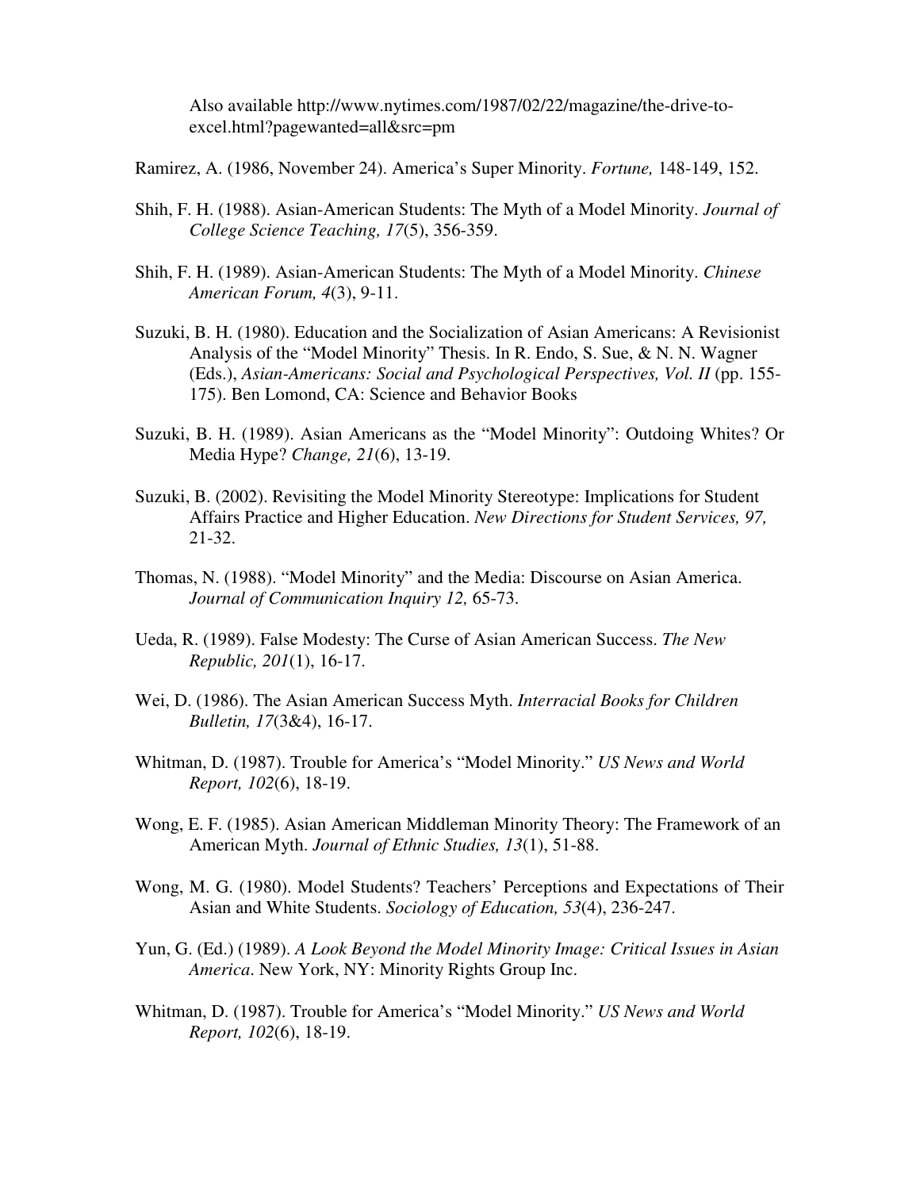Also available http://www.nytimes.com/1987/02/22/magazine/the-drive-to-excel.html?pagewanted=all&src=pm

Ramirez, A. (1986, November 24). America's Super Minority. *Fortune,* 148-149, 152.

Shih, F. H. (1988). Asian-American Students: The Myth of a Model Minority. *Journal of College Science Teaching, 17*(5), 356-359.

Shih, F. H. (1989). Asian-American Students: The Myth of a Model Minority. *Chinese American Forum, 4*(3), 9-11.

Suzuki, B. H. (1980). Education and the Socialization of Asian Americans: A Revisionist Analysis of the "Model Minority" Thesis. In R. Endo, S. Sue, & N. N. Wagner (Eds.), *Asian-Americans: Social and Psychological Perspectives, Vol. II* (pp. 155-175). Ben Lomond, CA: Science and Behavior Books

Suzuki, B. H. (1989). Asian Americans as the "Model Minority": Outdoing Whites? Or Media Hype? *Change, 21*(6), 13-19.

Suzuki, B. (2002). Revisiting the Model Minority Stereotype: Implications for Student Affairs Practice and Higher Education. *New Directions for Student Services, 97,* 21-32.

Thomas, N. (1988). "Model Minority" and the Media: Discourse on Asian America. *Journal of Communication Inquiry 12,* 65-73.

Ueda, R. (1989). False Modesty: The Curse of Asian American Success. *The New Republic, 201*(1), 16-17.

Wei, D. (1986). The Asian American Success Myth. *Interracial Books for Children Bulletin, 17*(3&4), 16-17.

Whitman, D. (1987). Trouble for America's "Model Minority." *US News and World Report, 102*(6), 18-19.

Wong, E. F. (1985). Asian American Middleman Minority Theory: The Framework of an American Myth. *Journal of Ethnic Studies, 13*(1), 51-88.

Wong, M. G. (1980). Model Students? Teachers' Perceptions and Expectations of Their Asian and White Students. *Sociology of Education, 53*(4), 236-247.

Yun, G. (Ed.) (1989). *A Look Beyond the Model Minority Image: Critical Issues in Asian America*. New York, NY: Minority Rights Group Inc.

Whitman, D. (1987). Trouble for America's "Model Minority." *US News and World Report, 102*(6), 18-19.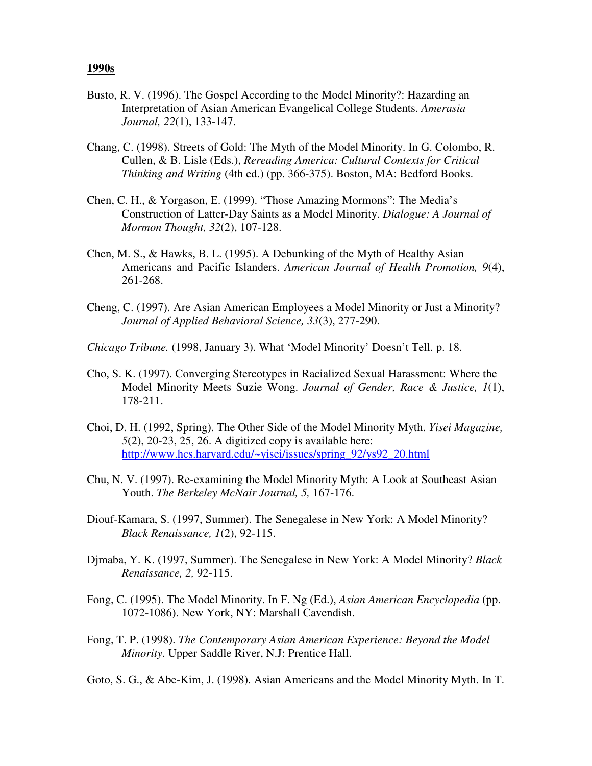**1990s**

Busto, R. V. (1996). The Gospel According to the Model Minority?: Hazarding an Interpretation of Asian American Evangelical College Students. *Amerasia Journal, 22*(1), 133-147.

Chang, C. (1998). Streets of Gold: The Myth of the Model Minority. In G. Colombo, R. Cullen, & B. Lisle (Eds.), *Rereading America: Cultural Contexts for Critical Thinking and Writing* (4th ed.) (pp. 366-375). Boston, MA: Bedford Books.

Chen, C. H., & Yorgason, E. (1999). "Those Amazing Mormons": The Media's Construction of Latter-Day Saints as a Model Minority. *Dialogue: A Journal of Mormon Thought, 32*(2), 107-128.

Chen, M. S., & Hawks, B. L. (1995). A Debunking of the Myth of Healthy Asian Americans and Pacific Islanders. *American Journal of Health Promotion, 9*(4), 261-268.

Cheng, C. (1997). Are Asian American Employees a Model Minority or Just a Minority? *Journal of Applied Behavioral Science, 33*(3), 277-290.

*Chicago Tribune.* (1998, January 3). What 'Model Minority' Doesn't Tell. p. 18.

Cho, S. K. (1997). Converging Stereotypes in Racialized Sexual Harassment: Where the Model Minority Meets Suzie Wong. *Journal of Gender, Race & Justice, 1*(1), 178-211.

Choi, D. H. (1992, Spring). The Other Side of the Model Minority Myth. *Yisei Magazine, 5*(2), 20-23, 25, 26. A digitized copy is available here: http://www.hcs.harvard.edu/~yisei/issues/spring_92/ys92_20.html

Chu, N. V. (1997). Re-examining the Model Minority Myth: A Look at Southeast Asian Youth. *The Berkeley McNair Journal, 5,* 167-176.

Diouf-Kamara, S. (1997, Summer). The Senegalese in New York: A Model Minority? *Black Renaissance, 1*(2), 92-115.

Djmaba, Y. K. (1997, Summer). The Senegalese in New York: A Model Minority? *Black Renaissance, 2,* 92-115.

Fong, C. (1995). The Model Minority. In F. Ng (Ed.), *Asian American Encyclopedia* (pp. 1072-1086). New York, NY: Marshall Cavendish.

Fong, T. P. (1998). *The Contemporary Asian American Experience: Beyond the Model Minority*. Upper Saddle River, N.J: Prentice Hall.

Goto, S. G., & Abe-Kim, J. (1998). Asian Americans and the Model Minority Myth. In T.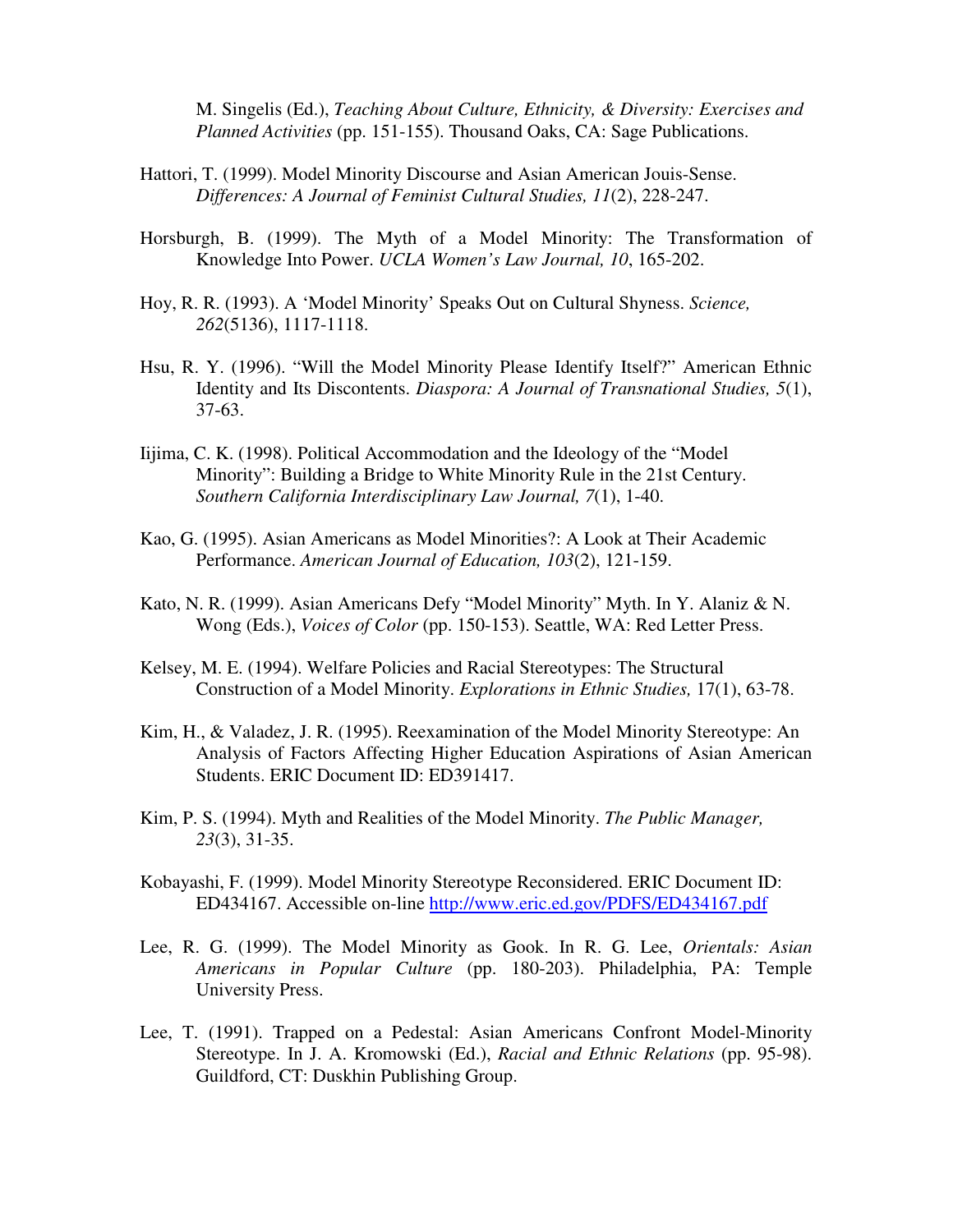M. Singelis (Ed.), *Teaching About Culture, Ethnicity, & Diversity: Exercises and Planned Activities* (pp. 151-155). Thousand Oaks, CA: Sage Publications.

Hattori, T. (1999). Model Minority Discourse and Asian American Jouis-Sense. *Differences: A Journal of Feminist Cultural Studies, 11*(2), 228-247.

Horsburgh, B. (1999). The Myth of a Model Minority: The Transformation of Knowledge Into Power. *UCLA Women's Law Journal, 10*, 165-202.

Hoy, R. R. (1993). A 'Model Minority' Speaks Out on Cultural Shyness. *Science, 262*(5136), 1117-1118.

Hsu, R. Y. (1996). "Will the Model Minority Please Identify Itself?" American Ethnic Identity and Its Discontents. *Diaspora: A Journal of Transnational Studies, 5*(1), 37-63.

Iijima, C. K. (1998). Political Accommodation and the Ideology of the "Model Minority": Building a Bridge to White Minority Rule in the 21st Century. *Southern California Interdisciplinary Law Journal, 7*(1), 1-40.

Kao, G. (1995). Asian Americans as Model Minorities?: A Look at Their Academic Performance. *American Journal of Education, 103*(2), 121-159.

Kato, N. R. (1999). Asian Americans Defy "Model Minority" Myth. In Y. Alaniz & N. Wong (Eds.), *Voices of Color* (pp. 150-153). Seattle, WA: Red Letter Press.

Kelsey, M. E. (1994). Welfare Policies and Racial Stereotypes: The Structural Construction of a Model Minority. *Explorations in Ethnic Studies,* 17(1), 63-78.

Kim, H., & Valadez, J. R. (1995). Reexamination of the Model Minority Stereotype: An Analysis of Factors Affecting Higher Education Aspirations of Asian American Students. ERIC Document ID: ED391417.

Kim, P. S. (1994). Myth and Realities of the Model Minority. *The Public Manager, 23*(3), 31-35.

Kobayashi, F. (1999). Model Minority Stereotype Reconsidered. ERIC Document ID: ED434167. Accessible on-line http://www.eric.ed.gov/PDFS/ED434167.pdf

Lee, R. G. (1999). The Model Minority as Gook. In R. G. Lee, *Orientals: Asian Americans in Popular Culture* (pp. 180-203). Philadelphia, PA: Temple University Press.

Lee, T. (1991). Trapped on a Pedestal: Asian Americans Confront Model-Minority Stereotype. In J. A. Kromowski (Ed.), *Racial and Ethnic Relations* (pp. 95-98). Guildford, CT: Duskhin Publishing Group.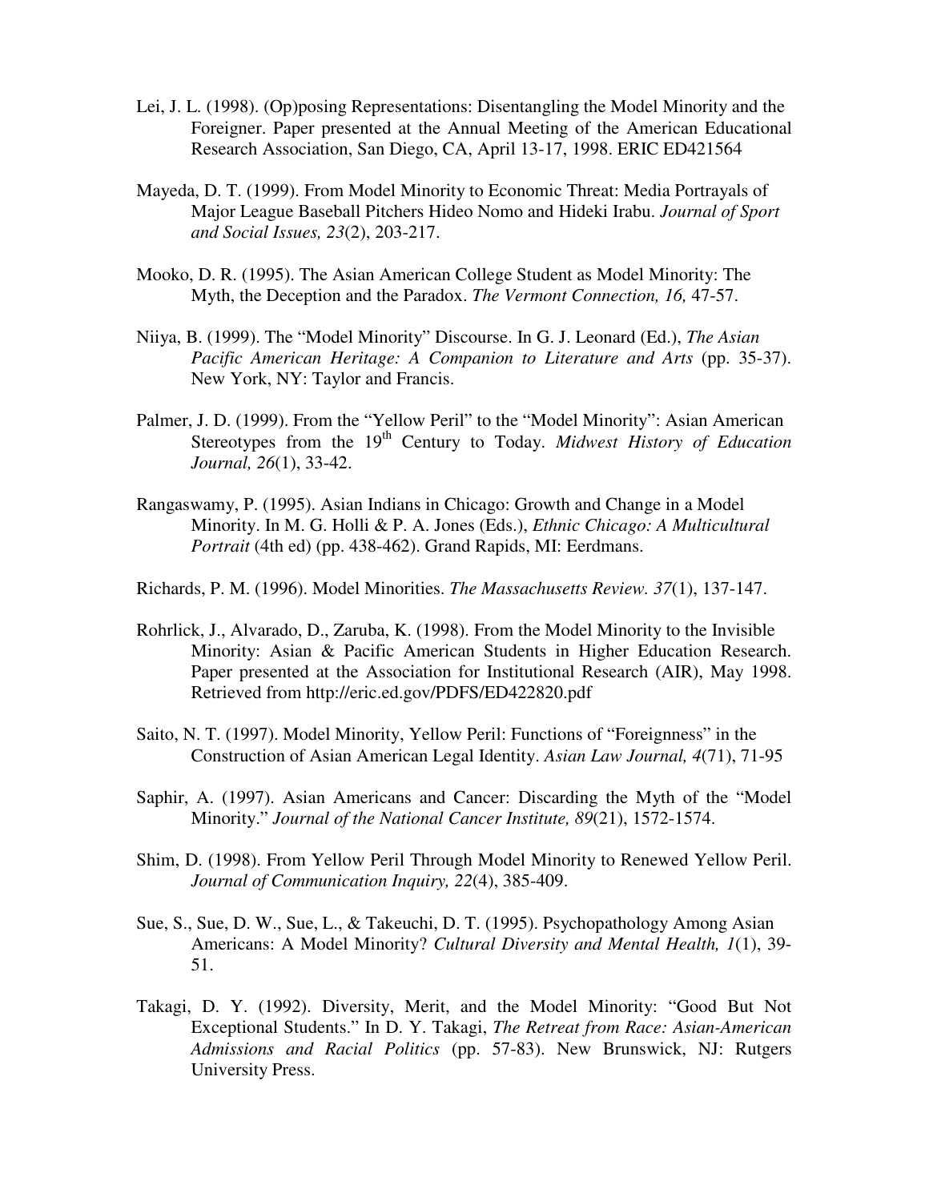Lei, J. L. (1998). (Op)posing Representations: Disentangling the Model Minority and the Foreigner. Paper presented at the Annual Meeting of the American Educational Research Association, San Diego, CA, April 13-17, 1998. ERIC ED421564

Mayeda, D. T. (1999). From Model Minority to Economic Threat: Media Portrayals of Major League Baseball Pitchers Hideo Nomo and Hideki Irabu. *Journal of Sport and Social Issues, 23*(2), 203-217.

Mooko, D. R. (1995). The Asian American College Student as Model Minority: The Myth, the Deception and the Paradox. *The Vermont Connection, 16,* 47-57.

Niiya, B. (1999). The "Model Minority" Discourse. In G. J. Leonard (Ed.), *The Asian Pacific American Heritage: A Companion to Literature and Arts* (pp. 35-37). New York, NY: Taylor and Francis.

Palmer, J. D. (1999). From the "Yellow Peril" to the "Model Minority": Asian American Stereotypes from the 19th Century to Today. *Midwest History of Education Journal, 26*(1), 33-42.

Rangaswamy, P. (1995). Asian Indians in Chicago: Growth and Change in a Model Minority. In M. G. Holli & P. A. Jones (Eds.), *Ethnic Chicago: A Multicultural Portrait* (4th ed) (pp. 438-462). Grand Rapids, MI: Eerdmans.

Richards, P. M. (1996). Model Minorities. *The Massachusetts Review. 37*(1), 137-147.

Rohrlick, J., Alvarado, D., Zaruba, K. (1998). From the Model Minority to the Invisible Minority: Asian & Pacific American Students in Higher Education Research. Paper presented at the Association for Institutional Research (AIR), May 1998. Retrieved from http://eric.ed.gov/PDFS/ED422820.pdf

Saito, N. T. (1997). Model Minority, Yellow Peril: Functions of "Foreignness" in the Construction of Asian American Legal Identity. *Asian Law Journal, 4*(71), 71-95

Saphir, A. (1997). Asian Americans and Cancer: Discarding the Myth of the "Model Minority." *Journal of the National Cancer Institute, 89*(21), 1572-1574.

Shim, D. (1998). From Yellow Peril Through Model Minority to Renewed Yellow Peril. *Journal of Communication Inquiry, 22*(4), 385-409.

Sue, S., Sue, D. W., Sue, L., & Takeuchi, D. T. (1995). Psychopathology Among Asian Americans: A Model Minority? *Cultural Diversity and Mental Health, 1*(1), 39-51.

Takagi, D. Y. (1992). Diversity, Merit, and the Model Minority: "Good But Not Exceptional Students." In D. Y. Takagi, *The Retreat from Race: Asian-American Admissions and Racial Politics* (pp. 57-83). New Brunswick, NJ: Rutgers University Press.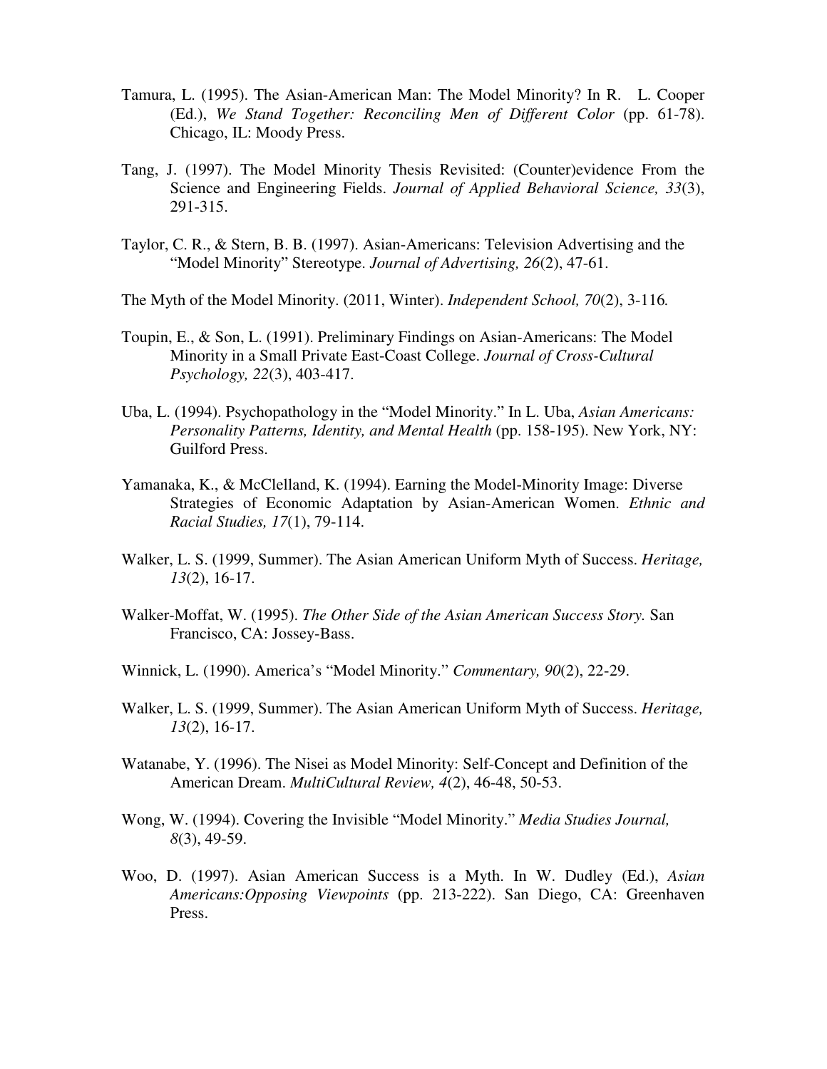Tamura, L. (1995). The Asian-American Man: The Model Minority? In R. L. Cooper (Ed.), *We Stand Together: Reconciling Men of Different Color* (pp. 61-78). Chicago, IL: Moody Press.

Tang, J. (1997). The Model Minority Thesis Revisited: (Counter)evidence From the Science and Engineering Fields. *Journal of Applied Behavioral Science, 33*(3), 291-315.

Taylor, C. R., & Stern, B. B. (1997). Asian-Americans: Television Advertising and the "Model Minority" Stereotype. *Journal of Advertising, 26*(2), 47-61.

The Myth of the Model Minority. (2011, Winter). *Independent School, 70*(2), 3-116*.*

Toupin, E., & Son, L. (1991). Preliminary Findings on Asian-Americans: The Model Minority in a Small Private East-Coast College. *Journal of Cross-Cultural Psychology, 22*(3), 403-417.

Uba, L. (1994). Psychopathology in the "Model Minority." In L. Uba, *Asian Americans: Personality Patterns, Identity, and Mental Health* (pp. 158-195). New York, NY: Guilford Press.

Yamanaka, K., & McClelland, K. (1994). Earning the Model-Minority Image: Diverse Strategies of Economic Adaptation by Asian-American Women. *Ethnic and Racial Studies, 17*(1), 79-114.

Walker, L. S. (1999, Summer). The Asian American Uniform Myth of Success. *Heritage, 13*(2), 16-17.

Walker-Moffat, W. (1995). *The Other Side of the Asian American Success Story.* San Francisco, CA: Jossey-Bass.

Winnick, L. (1990). America's "Model Minority." *Commentary, 90*(2), 22-29.

Walker, L. S. (1999, Summer). The Asian American Uniform Myth of Success. *Heritage, 13*(2), 16-17.

Watanabe, Y. (1996). The Nisei as Model Minority: Self-Concept and Definition of the American Dream. *MultiCultural Review, 4*(2), 46-48, 50-53.

Wong, W. (1994). Covering the Invisible "Model Minority." *Media Studies Journal, 8*(3), 49-59.

Woo, D. (1997). Asian American Success is a Myth. In W. Dudley (Ed.), *Asian Americans:Opposing Viewpoints* (pp. 213-222). San Diego, CA: Greenhaven Press.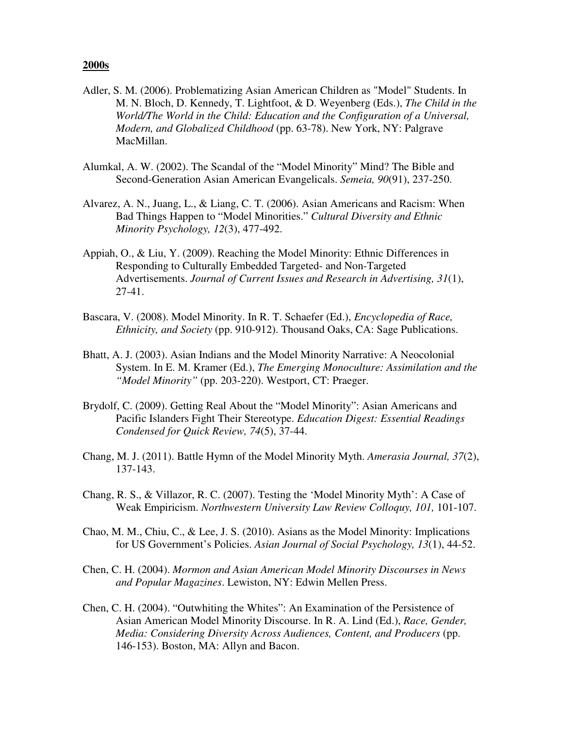**2000s**

Adler, S. M. (2006). Problematizing Asian American Children as "Model" Students. In M. N. Bloch, D. Kennedy, T. Lightfoot, & D. Weyenberg (Eds.), *The Child in the World/The World in the Child: Education and the Configuration of a Universal, Modern, and Globalized Childhood* (pp. 63-78). New York, NY: Palgrave MacMillan.

Alumkal, A. W. (2002). The Scandal of the "Model Minority" Mind? The Bible and Second-Generation Asian American Evangelicals. *Semeia, 90*(91), 237-250.

Alvarez, A. N., Juang, L., & Liang, C. T. (2006). Asian Americans and Racism: When Bad Things Happen to "Model Minorities." *Cultural Diversity and Ethnic Minority Psychology, 12*(3), 477-492.

Appiah, O., & Liu, Y. (2009). Reaching the Model Minority: Ethnic Differences in Responding to Culturally Embedded Targeted- and Non-Targeted Advertisements. *Journal of Current Issues and Research in Advertising, 31*(1), 27-41.

Bascara, V. (2008). Model Minority. In R. T. Schaefer (Ed.), *Encyclopedia of Race, Ethnicity, and Society* (pp. 910-912). Thousand Oaks, CA: Sage Publications.

Bhatt, A. J. (2003). Asian Indians and the Model Minority Narrative: A Neocolonial System. In E. M. Kramer (Ed.), *The Emerging Monoculture: Assimilation and the "Model Minority"* (pp. 203-220). Westport, CT: Praeger.

Brydolf, C. (2009). Getting Real About the "Model Minority": Asian Americans and Pacific Islanders Fight Their Stereotype. *Education Digest: Essential Readings Condensed for Quick Review, 74*(5), 37-44.

Chang, M. J. (2011). Battle Hymn of the Model Minority Myth. *Amerasia Journal, 37*(2), 137-143.

Chang, R. S., & Villazor, R. C. (2007). Testing the 'Model Minority Myth': A Case of Weak Empiricism. *Northwestern University Law Review Colloquy, 101,* 101-107.

Chao, M. M., Chiu, C., & Lee, J. S. (2010). Asians as the Model Minority: Implications for US Government's Policies. *Asian Journal of Social Psychology, 13*(1), 44-52.

Chen, C. H. (2004). *Mormon and Asian American Model Minority Discourses in News and Popular Magazines*. Lewiston, NY: Edwin Mellen Press.

Chen, C. H. (2004). "Outwhiting the Whites": An Examination of the Persistence of Asian American Model Minority Discourse. In R. A. Lind (Ed.), *Race, Gender, Media: Considering Diversity Across Audiences, Content, and Producers* (pp. 146-153). Boston, MA: Allyn and Bacon.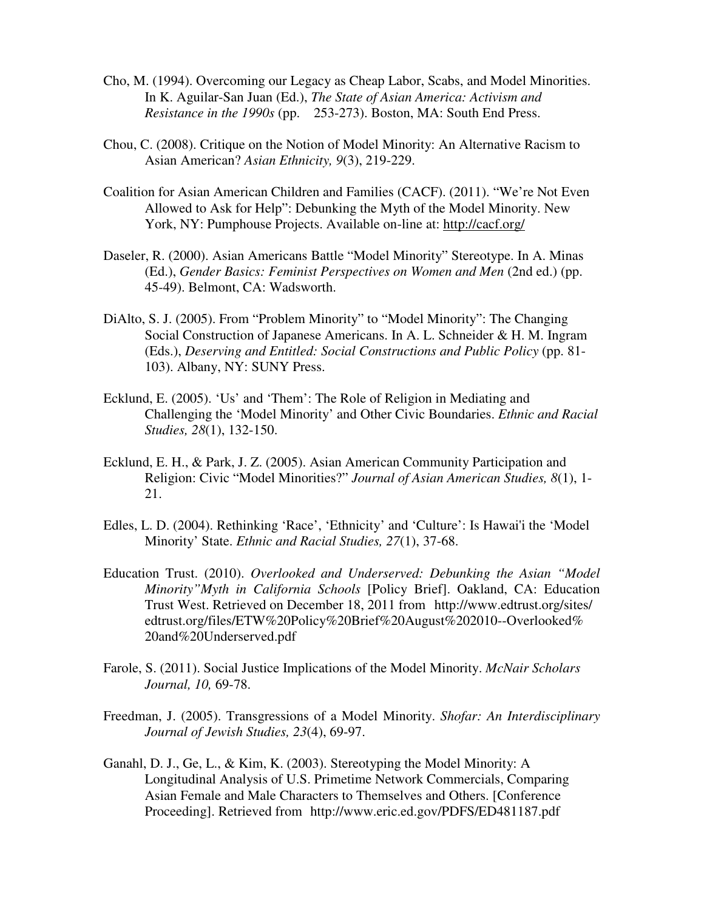Cho, M. (1994). Overcoming our Legacy as Cheap Labor, Scabs, and Model Minorities. In K. Aguilar-San Juan (Ed.), *The State of Asian America: Activism and Resistance in the 1990s* (pp. 253-273). Boston, MA: South End Press.

Chou, C. (2008). Critique on the Notion of Model Minority: An Alternative Racism to Asian American? *Asian Ethnicity, 9*(3), 219-229.

Coalition for Asian American Children and Families (CACF). (2011). "We're Not Even Allowed to Ask for Help": Debunking the Myth of the Model Minority. New York, NY: Pumphouse Projects. Available on-line at: http://cacf.org/

Daseler, R. (2000). Asian Americans Battle "Model Minority" Stereotype. In A. Minas (Ed.), *Gender Basics: Feminist Perspectives on Women and Men* (2nd ed.) (pp. 45-49). Belmont, CA: Wadsworth.

DiAlto, S. J. (2005). From "Problem Minority" to "Model Minority": The Changing Social Construction of Japanese Americans. In A. L. Schneider & H. M. Ingram (Eds.), *Deserving and Entitled: Social Constructions and Public Policy* (pp. 81-103). Albany, NY: SUNY Press.

Ecklund, E. (2005). 'Us' and 'Them': The Role of Religion in Mediating and Challenging the 'Model Minority' and Other Civic Boundaries. *Ethnic and Racial Studies, 28*(1), 132-150.

Ecklund, E. H., & Park, J. Z. (2005). Asian American Community Participation and Religion: Civic "Model Minorities?" *Journal of Asian American Studies, 8*(1), 1-21.

Edles, L. D. (2004). Rethinking 'Race', 'Ethnicity' and 'Culture': Is Hawai'i the 'Model Minority' State. *Ethnic and Racial Studies, 27*(1), 37-68.

Education Trust. (2010). *Overlooked and Underserved: Debunking the Asian "Model Minority"Myth in California Schools* [Policy Brief]. Oakland, CA: Education Trust West. Retrieved on December 18, 2011 from http://www.edtrust.org/sites/edtrust.org/files/ETW%20Policy%20Brief%20August%202010--Overlooked%20and%20Underserved.pdf

Farole, S. (2011). Social Justice Implications of the Model Minority. *McNair Scholars Journal, 10,* 69-78.

Freedman, J. (2005). Transgressions of a Model Minority. *Shofar: An Interdisciplinary Journal of Jewish Studies, 23*(4), 69-97.

Ganahl, D. J., Ge, L., & Kim, K. (2003). Stereotyping the Model Minority: A Longitudinal Analysis of U.S. Primetime Network Commercials, Comparing Asian Female and Male Characters to Themselves and Others. [Conference Proceeding]. Retrieved from http://www.eric.ed.gov/PDFS/ED481187.pdf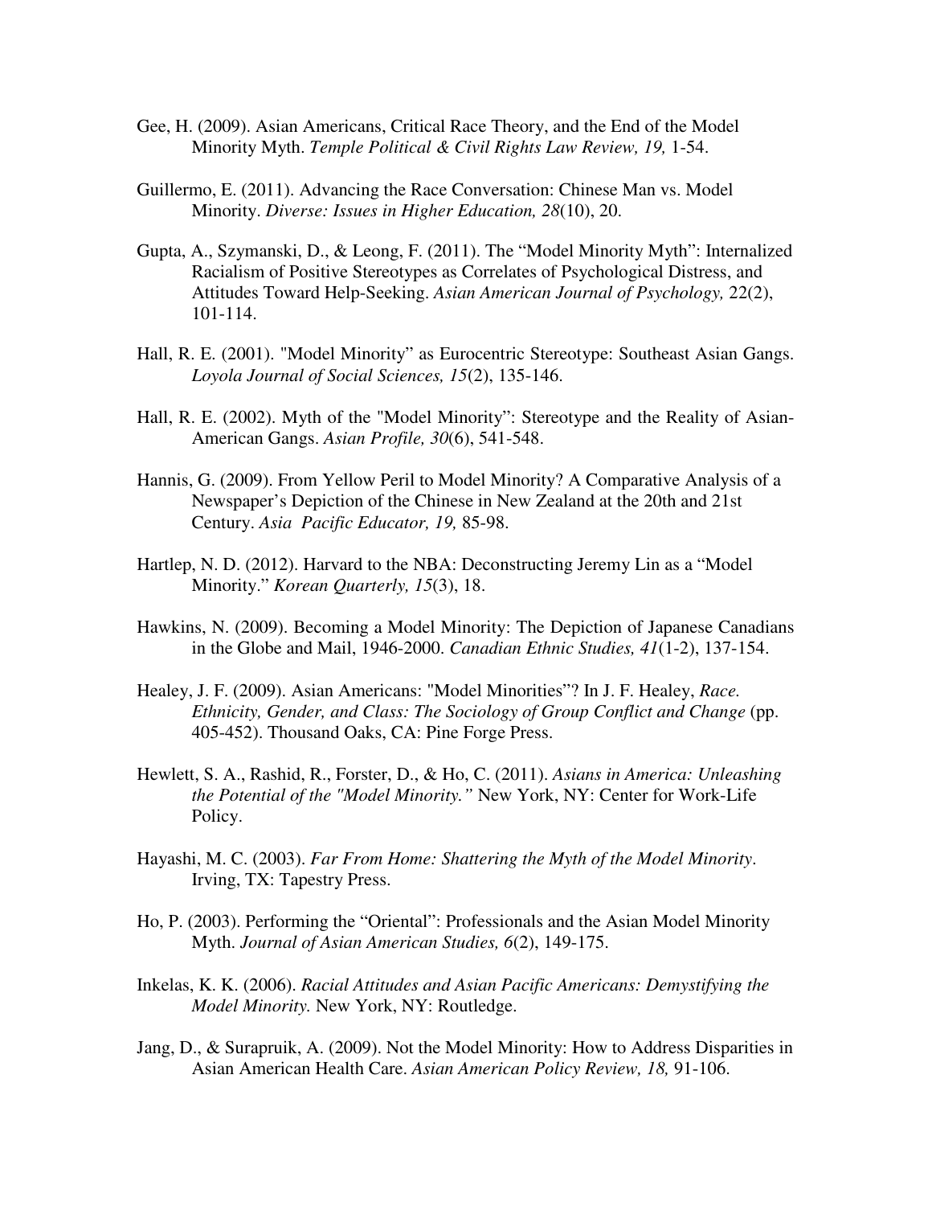Gee, H. (2009). Asian Americans, Critical Race Theory, and the End of the Model Minority Myth. *Temple Political & Civil Rights Law Review, 19,* 1-54.

Guillermo, E. (2011). Advancing the Race Conversation: Chinese Man vs. Model Minority. *Diverse: Issues in Higher Education, 28*(10), 20.

Gupta, A., Szymanski, D., & Leong, F. (2011). The "Model Minority Myth": Internalized Racialism of Positive Stereotypes as Correlates of Psychological Distress, and Attitudes Toward Help-Seeking. *Asian American Journal of Psychology,* 22(2), 101-114.

Hall, R. E. (2001). "Model Minority" as Eurocentric Stereotype: Southeast Asian Gangs. *Loyola Journal of Social Sciences, 15*(2), 135-146.

Hall, R. E. (2002). Myth of the "Model Minority": Stereotype and the Reality of Asian-American Gangs. *Asian Profile, 30*(6), 541-548.

Hannis, G. (2009). From Yellow Peril to Model Minority? A Comparative Analysis of a Newspaper's Depiction of the Chinese in New Zealand at the 20th and 21st Century. *Asia Pacific Educator, 19,* 85-98.

Hartlep, N. D. (2012). Harvard to the NBA: Deconstructing Jeremy Lin as a "Model Minority." *Korean Quarterly, 15*(3), 18.

Hawkins, N. (2009). Becoming a Model Minority: The Depiction of Japanese Canadians in the Globe and Mail, 1946-2000. *Canadian Ethnic Studies, 41*(1-2), 137-154.

Healey, J. F. (2009). Asian Americans: "Model Minorities"? In J. F. Healey, *Race. Ethnicity, Gender, and Class: The Sociology of Group Conflict and Change* (pp. 405-452). Thousand Oaks, CA: Pine Forge Press.

Hewlett, S. A., Rashid, R., Forster, D., & Ho, C. (2011). *Asians in America: Unleashing the Potential of the "Model Minority."* New York, NY: Center for Work-Life Policy.

Hayashi, M. C. (2003). *Far From Home: Shattering the Myth of the Model Minority*. Irving, TX: Tapestry Press.

Ho, P. (2003). Performing the "Oriental": Professionals and the Asian Model Minority Myth. *Journal of Asian American Studies, 6*(2), 149-175.

Inkelas, K. K. (2006). *Racial Attitudes and Asian Pacific Americans: Demystifying the Model Minority.* New York, NY: Routledge.

Jang, D., & Surapruik, A. (2009). Not the Model Minority: How to Address Disparities in Asian American Health Care. *Asian American Policy Review, 18,* 91-106.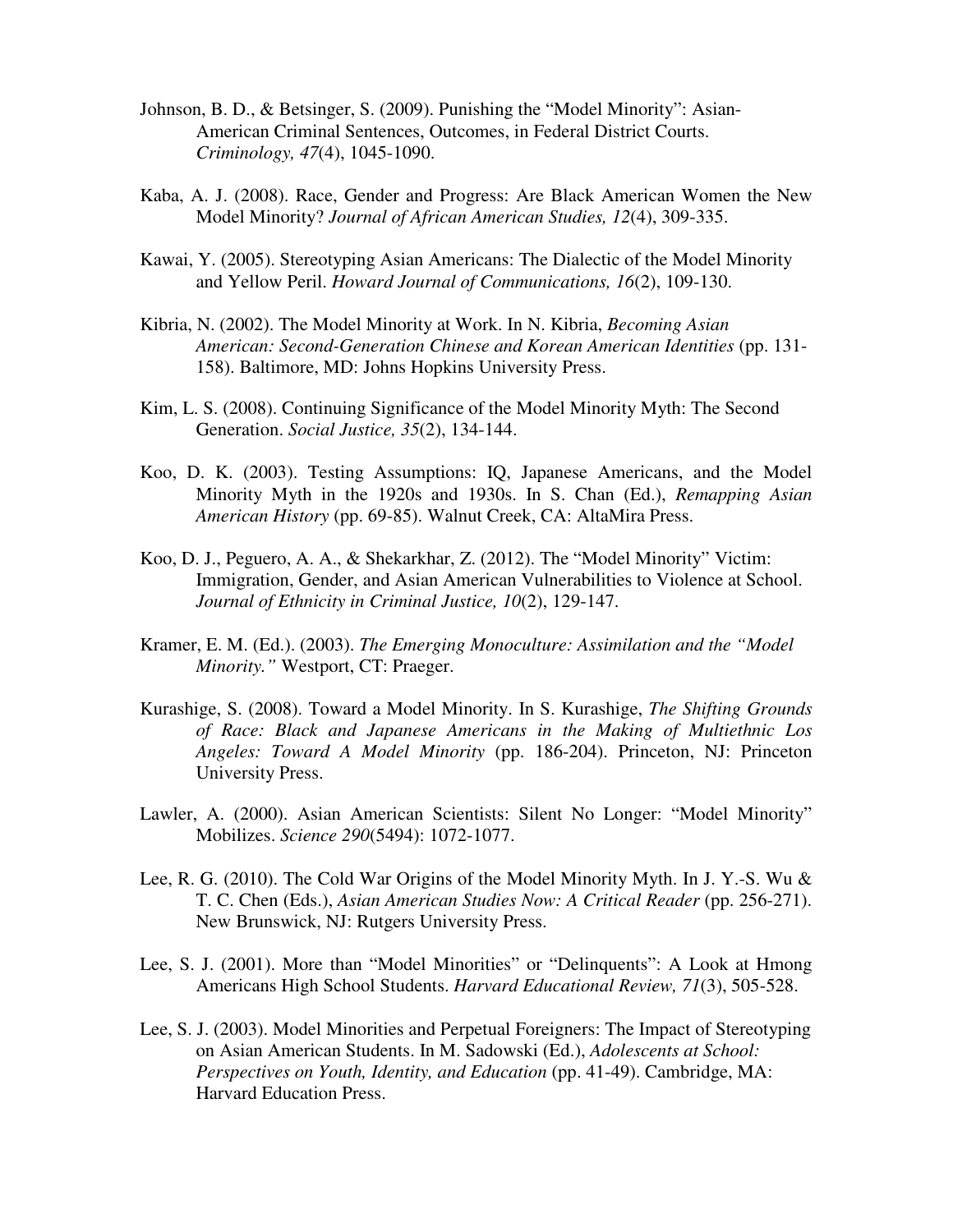Johnson, B. D., & Betsinger, S. (2009). Punishing the "Model Minority": Asian-American Criminal Sentences, Outcomes, in Federal District Courts. *Criminology, 47*(4), 1045-1090.

Kaba, A. J. (2008). Race, Gender and Progress: Are Black American Women the New Model Minority? *Journal of African American Studies, 12*(4), 309-335.

Kawai, Y. (2005). Stereotyping Asian Americans: The Dialectic of the Model Minority and Yellow Peril. *Howard Journal of Communications, 16*(2), 109-130.

Kibria, N. (2002). The Model Minority at Work. In N. Kibria, *Becoming Asian American: Second-Generation Chinese and Korean American Identities* (pp. 131-158). Baltimore, MD: Johns Hopkins University Press.

Kim, L. S. (2008). Continuing Significance of the Model Minority Myth: The Second Generation. *Social Justice, 35*(2), 134-144.

Koo, D. K. (2003). Testing Assumptions: IQ, Japanese Americans, and the Model Minority Myth in the 1920s and 1930s. In S. Chan (Ed.), *Remapping Asian American History* (pp. 69-85). Walnut Creek, CA: AltaMira Press.

Koo, D. J., Peguero, A. A., & Shekarkhar, Z. (2012). The "Model Minority" Victim: Immigration, Gender, and Asian American Vulnerabilities to Violence at School. *Journal of Ethnicity in Criminal Justice, 10*(2), 129-147.

Kramer, E. M. (Ed.). (2003). *The Emerging Monoculture: Assimilation and the "Model Minority."* Westport, CT: Praeger.

Kurashige, S. (2008). Toward a Model Minority. In S. Kurashige, *The Shifting Grounds of Race: Black and Japanese Americans in the Making of Multiethnic Los Angeles: Toward A Model Minority* (pp. 186-204). Princeton, NJ: Princeton University Press.

Lawler, A. (2000). Asian American Scientists: Silent No Longer: "Model Minority" Mobilizes. *Science 290*(5494): 1072-1077.

Lee, R. G. (2010). The Cold War Origins of the Model Minority Myth. In J. Y.-S. Wu & T. C. Chen (Eds.), *Asian American Studies Now: A Critical Reader* (pp. 256-271). New Brunswick, NJ: Rutgers University Press.

Lee, S. J. (2001). More than "Model Minorities" or "Delinquents": A Look at Hmong Americans High School Students. *Harvard Educational Review, 71*(3), 505-528.

Lee, S. J. (2003). Model Minorities and Perpetual Foreigners: The Impact of Stereotyping on Asian American Students. In M. Sadowski (Ed.), *Adolescents at School: Perspectives on Youth, Identity, and Education* (pp. 41-49). Cambridge, MA: Harvard Education Press.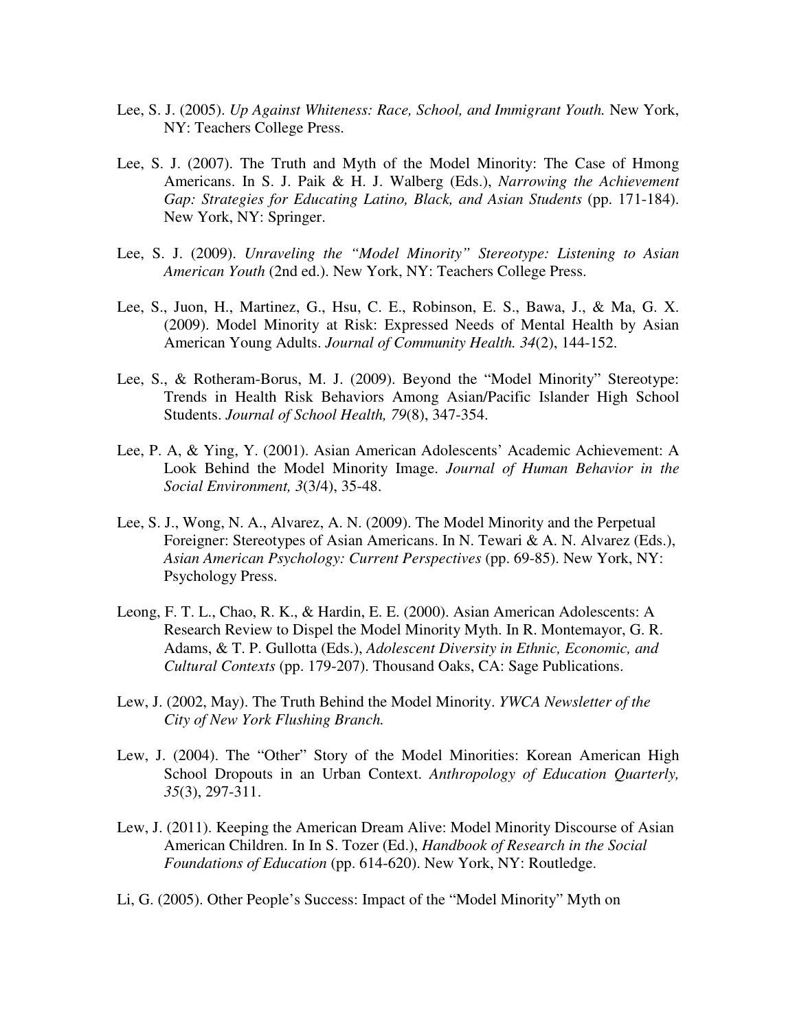Lee, S. J. (2005). *Up Against Whiteness: Race, School, and Immigrant Youth.* New York, NY: Teachers College Press.

Lee, S. J. (2007). The Truth and Myth of the Model Minority: The Case of Hmong Americans. In S. J. Paik & H. J. Walberg (Eds.), *Narrowing the Achievement Gap: Strategies for Educating Latino, Black, and Asian Students* (pp. 171-184). New York, NY: Springer.

Lee, S. J. (2009). *Unraveling the "Model Minority" Stereotype: Listening to Asian American Youth* (2nd ed.). New York, NY: Teachers College Press.

Lee, S., Juon, H., Martinez, G., Hsu, C. E., Robinson, E. S., Bawa, J., & Ma, G. X. (2009). Model Minority at Risk: Expressed Needs of Mental Health by Asian American Young Adults. *Journal of Community Health. 34*(2), 144-152.

Lee, S., & Rotheram-Borus, M. J. (2009). Beyond the "Model Minority" Stereotype: Trends in Health Risk Behaviors Among Asian/Pacific Islander High School Students. *Journal of School Health, 79*(8), 347-354.

Lee, P. A, & Ying, Y. (2001). Asian American Adolescents' Academic Achievement: A Look Behind the Model Minority Image. *Journal of Human Behavior in the Social Environment, 3*(3/4), 35-48.

Lee, S. J., Wong, N. A., Alvarez, A. N. (2009). The Model Minority and the Perpetual Foreigner: Stereotypes of Asian Americans. In N. Tewari & A. N. Alvarez (Eds.), *Asian American Psychology: Current Perspectives* (pp. 69-85). New York, NY: Psychology Press.

Leong, F. T. L., Chao, R. K., & Hardin, E. E. (2000). Asian American Adolescents: A Research Review to Dispel the Model Minority Myth. In R. Montemayor, G. R. Adams, & T. P. Gullotta (Eds.), *Adolescent Diversity in Ethnic, Economic, and Cultural Contexts* (pp. 179-207). Thousand Oaks, CA: Sage Publications.

Lew, J. (2002, May). The Truth Behind the Model Minority. *YWCA Newsletter of the City of New York Flushing Branch.*

Lew, J. (2004). The "Other" Story of the Model Minorities: Korean American High School Dropouts in an Urban Context. *Anthropology of Education Quarterly, 35*(3), 297-311.

Lew, J. (2011). Keeping the American Dream Alive: Model Minority Discourse of Asian American Children. In In S. Tozer (Ed.), *Handbook of Research in the Social Foundations of Education* (pp. 614-620). New York, NY: Routledge.

Li, G. (2005). Other People's Success: Impact of the "Model Minority" Myth on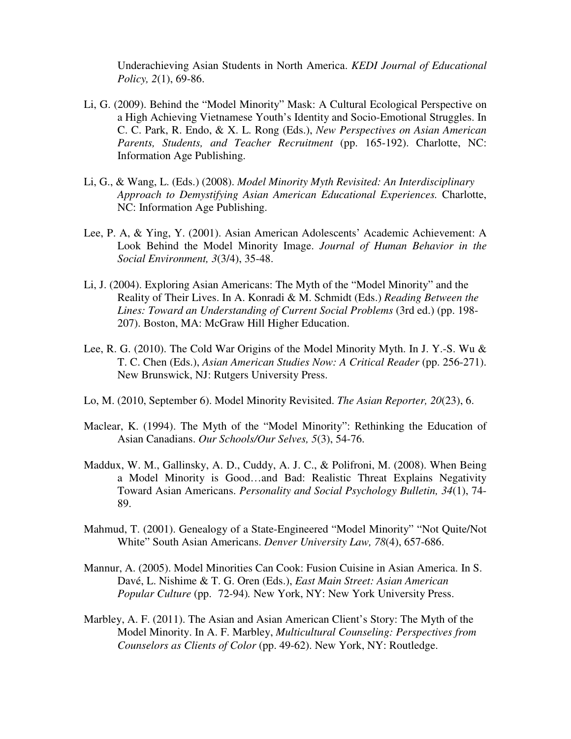Underachieving Asian Students in North America. *KEDI Journal of Educational Policy, 2*(1), 69-86.

Li, G. (2009). Behind the "Model Minority" Mask: A Cultural Ecological Perspective on a High Achieving Vietnamese Youth's Identity and Socio-Emotional Struggles. In C. C. Park, R. Endo, & X. L. Rong (Eds.), *New Perspectives on Asian American Parents, Students, and Teacher Recruitment* (pp. 165-192). Charlotte, NC: Information Age Publishing.

Li, G., & Wang, L. (Eds.) (2008). *Model Minority Myth Revisited: An Interdisciplinary Approach to Demystifying Asian American Educational Experiences.* Charlotte, NC: Information Age Publishing.

Lee, P. A, & Ying, Y. (2001). Asian American Adolescents' Academic Achievement: A Look Behind the Model Minority Image. *Journal of Human Behavior in the Social Environment, 3*(3/4), 35-48.

Li, J. (2004). Exploring Asian Americans: The Myth of the "Model Minority" and the Reality of Their Lives. In A. Konradi & M. Schmidt (Eds.) *Reading Between the Lines: Toward an Understanding of Current Social Problems* (3rd ed.) (pp. 198-207). Boston, MA: McGraw Hill Higher Education.

Lee, R. G. (2010). The Cold War Origins of the Model Minority Myth. In J. Y.-S. Wu & T. C. Chen (Eds.), *Asian American Studies Now: A Critical Reader* (pp. 256-271). New Brunswick, NJ: Rutgers University Press.

Lo, M. (2010, September 6). Model Minority Revisited. *The Asian Reporter, 20*(23), 6.

Maclear, K. (1994). The Myth of the "Model Minority": Rethinking the Education of Asian Canadians. *Our Schools/Our Selves, 5*(3), 54-76.

Maddux, W. M., Gallinsky, A. D., Cuddy, A. J. C., & Polifroni, M. (2008). When Being a Model Minority is Good…and Bad: Realistic Threat Explains Negativity Toward Asian Americans. *Personality and Social Psychology Bulletin, 34*(1), 74-89.

Mahmud, T. (2001). Genealogy of a State-Engineered "Model Minority" "Not Quite/Not White" South Asian Americans. *Denver University Law, 78*(4), 657-686.

Mannur, A. (2005). Model Minorities Can Cook: Fusion Cuisine in Asian America. In S. Davé, L. Nishime & T. G. Oren (Eds.), *East Main Street: Asian American Popular Culture* (pp. 72-94)*.* New York, NY: New York University Press.

Marbley, A. F. (2011). The Asian and Asian American Client's Story: The Myth of the Model Minority. In A. F. Marbley, *Multicultural Counseling: Perspectives from Counselors as Clients of Color* (pp. 49-62). New York, NY: Routledge.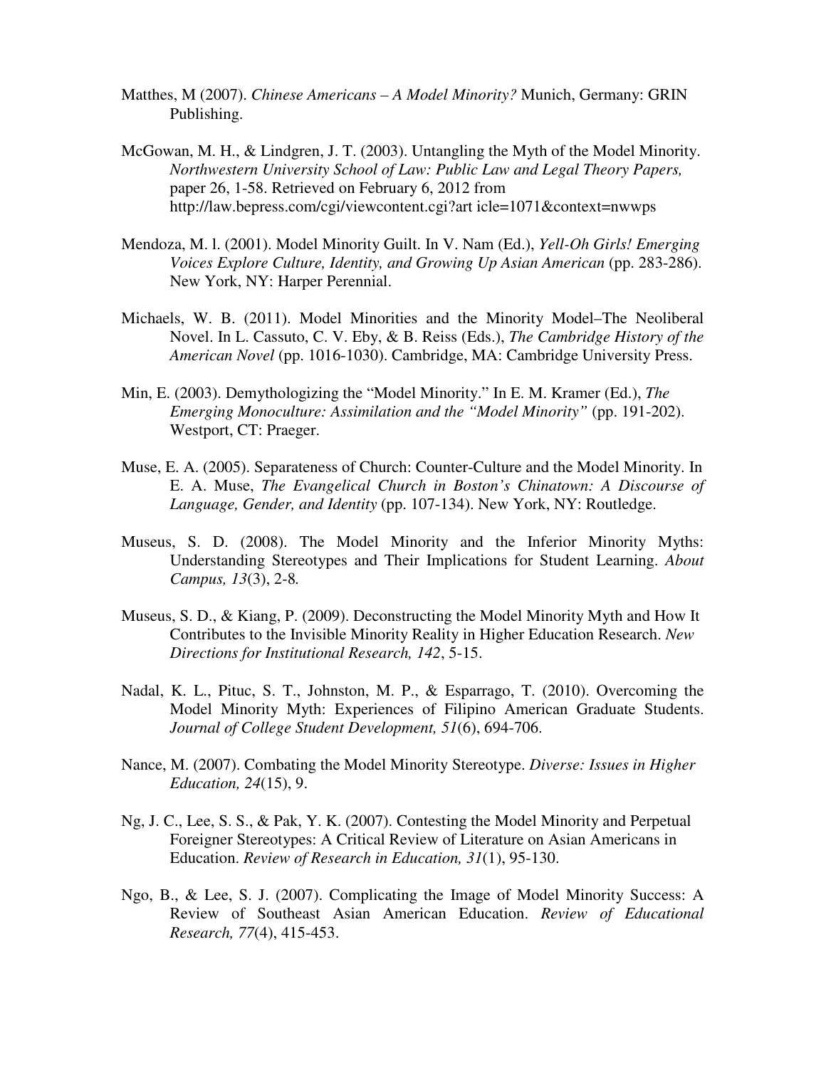Matthes, M (2007). *Chinese Americans – A Model Minority?* Munich, Germany: GRIN Publishing.

McGowan, M. H., & Lindgren, J. T. (2003). Untangling the Myth of the Model Minority. *Northwestern University School of Law: Public Law and Legal Theory Papers,* paper 26, 1-58. Retrieved on February 6, 2012 from http://law.bepress.com/cgi/viewcontent.cgi?art icle=1071&context=nwwps

Mendoza, M. l. (2001). Model Minority Guilt. In V. Nam (Ed.), *Yell-Oh Girls! Emerging Voices Explore Culture, Identity, and Growing Up Asian American* (pp. 283-286). New York, NY: Harper Perennial.

Michaels, W. B. (2011). Model Minorities and the Minority Model–The Neoliberal Novel. In L. Cassuto, C. V. Eby, & B. Reiss (Eds.), *The Cambridge History of the American Novel* (pp. 1016-1030). Cambridge, MA: Cambridge University Press.

Min, E. (2003). Demythologizing the "Model Minority." In E. M. Kramer (Ed.), *The Emerging Monoculture: Assimilation and the "Model Minority"* (pp. 191-202). Westport, CT: Praeger.

Muse, E. A. (2005). Separateness of Church: Counter-Culture and the Model Minority. In E. A. Muse, *The Evangelical Church in Boston's Chinatown: A Discourse of Language, Gender, and Identity* (pp. 107-134). New York, NY: Routledge.

Museus, S. D. (2008). The Model Minority and the Inferior Minority Myths: Understanding Stereotypes and Their Implications for Student Learning. *About Campus, 13*(3), 2-8.

Museus, S. D., & Kiang, P. (2009). Deconstructing the Model Minority Myth and How It Contributes to the Invisible Minority Reality in Higher Education Research. *New Directions for Institutional Research, 142*, 5-15.

Nadal, K. L., Pituc, S. T., Johnston, M. P., & Esparrago, T. (2010). Overcoming the Model Minority Myth: Experiences of Filipino American Graduate Students. *Journal of College Student Development, 51*(6), 694-706.

Nance, M. (2007). Combating the Model Minority Stereotype. *Diverse: Issues in Higher Education, 24*(15), 9.

Ng, J. C., Lee, S. S., & Pak, Y. K. (2007). Contesting the Model Minority and Perpetual Foreigner Stereotypes: A Critical Review of Literature on Asian Americans in Education. *Review of Research in Education, 31*(1), 95-130.

Ngo, B., & Lee, S. J. (2007). Complicating the Image of Model Minority Success: A Review of Southeast Asian American Education. *Review of Educational Research, 77*(4), 415-453.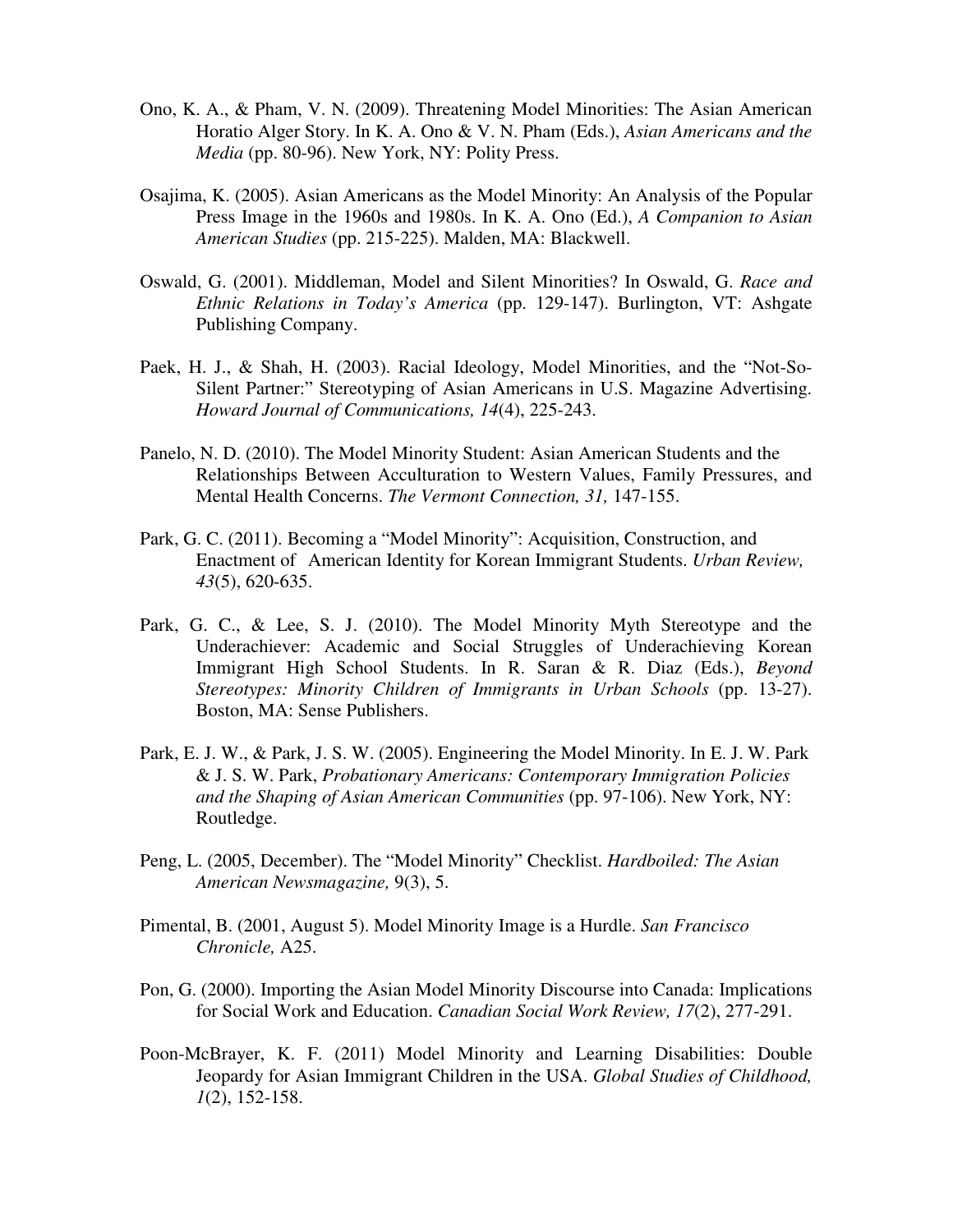Ono, K. A., & Pham, V. N. (2009). Threatening Model Minorities: The Asian American Horatio Alger Story. In K. A. Ono & V. N. Pham (Eds.), *Asian Americans and the Media* (pp. 80-96). New York, NY: Polity Press.

Osajima, K. (2005). Asian Americans as the Model Minority: An Analysis of the Popular Press Image in the 1960s and 1980s. In K. A. Ono (Ed.), *A Companion to Asian American Studies* (pp. 215-225). Malden, MA: Blackwell.

Oswald, G. (2001). Middleman, Model and Silent Minorities? In Oswald, G. *Race and Ethnic Relations in Today's America* (pp. 129-147). Burlington, VT: Ashgate Publishing Company.

Paek, H. J., & Shah, H. (2003). Racial Ideology, Model Minorities, and the "Not-So-Silent Partner:" Stereotyping of Asian Americans in U.S. Magazine Advertising. *Howard Journal of Communications, 14*(4), 225-243.

Panelo, N. D. (2010). The Model Minority Student: Asian American Students and the Relationships Between Acculturation to Western Values, Family Pressures, and Mental Health Concerns. *The Vermont Connection, 31,* 147-155.

Park, G. C. (2011). Becoming a "Model Minority": Acquisition, Construction, and Enactment of American Identity for Korean Immigrant Students. *Urban Review, 43*(5), 620-635.

Park, G. C., & Lee, S. J. (2010). The Model Minority Myth Stereotype and the Underachiever: Academic and Social Struggles of Underachieving Korean Immigrant High School Students. In R. Saran & R. Diaz (Eds.), *Beyond Stereotypes: Minority Children of Immigrants in Urban Schools* (pp. 13-27). Boston, MA: Sense Publishers.

Park, E. J. W., & Park, J. S. W. (2005). Engineering the Model Minority. In E. J. W. Park & J. S. W. Park, *Probationary Americans: Contemporary Immigration Policies and the Shaping of Asian American Communities* (pp. 97-106). New York, NY: Routledge.

Peng, L. (2005, December). The "Model Minority" Checklist. *Hardboiled: The Asian American Newsmagazine,* 9(3), 5.

Pimental, B. (2001, August 5). Model Minority Image is a Hurdle. *San Francisco Chronicle,* A25.

Pon, G. (2000). Importing the Asian Model Minority Discourse into Canada: Implications for Social Work and Education. *Canadian Social Work Review, 17*(2), 277-291.

Poon-McBrayer, K. F. (2011) Model Minority and Learning Disabilities: Double Jeopardy for Asian Immigrant Children in the USA. *Global Studies of Childhood, 1*(2), 152-158.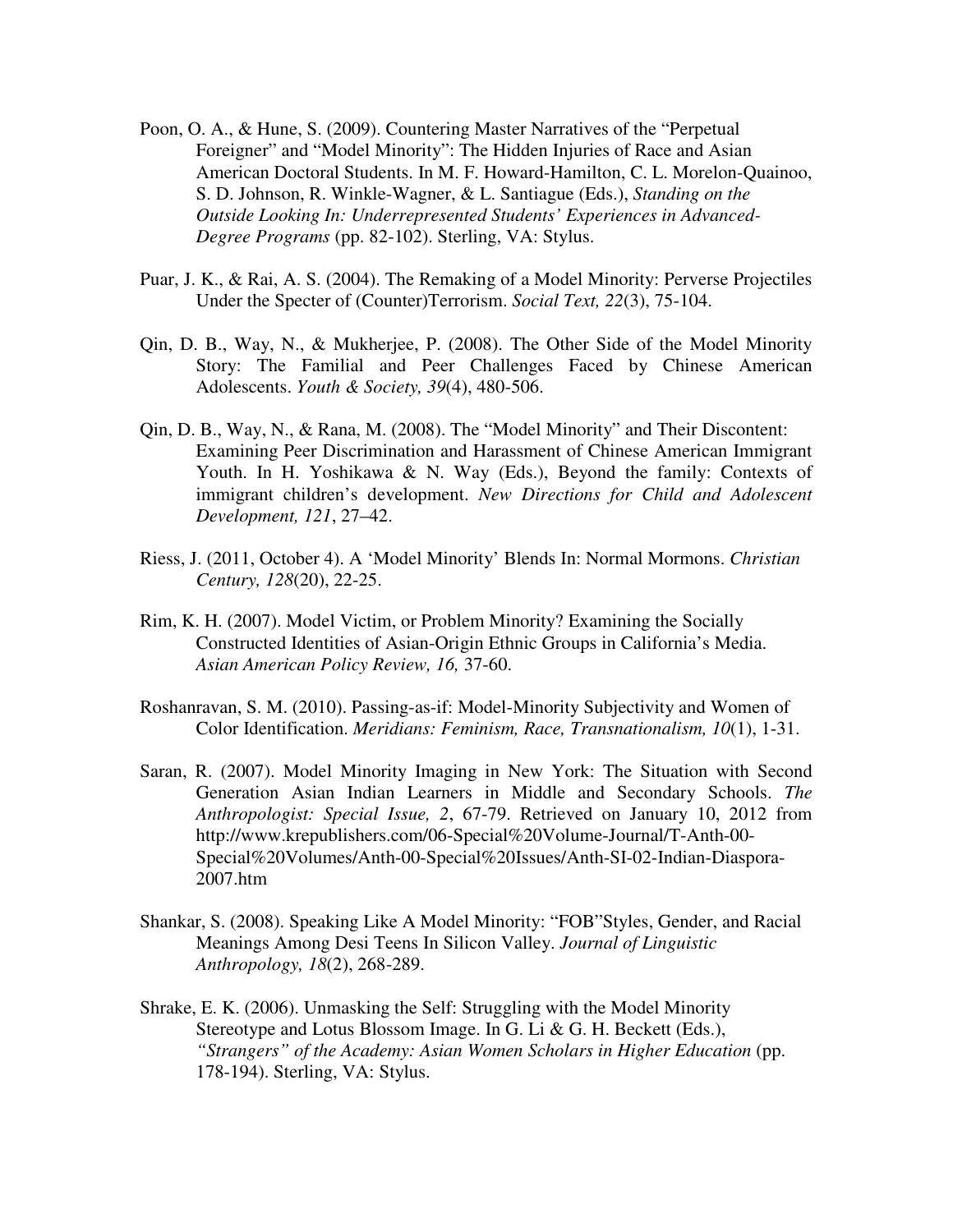Poon, O. A., & Hune, S. (2009). Countering Master Narratives of the "Perpetual Foreigner" and "Model Minority": The Hidden Injuries of Race and Asian American Doctoral Students. In M. F. Howard-Hamilton, C. L. Morelon-Quainoo, S. D. Johnson, R. Winkle-Wagner, & L. Santiague (Eds.), *Standing on the Outside Looking In: Underrepresented Students' Experiences in Advanced-Degree Programs* (pp. 82-102). Sterling, VA: Stylus.

Puar, J. K., & Rai, A. S. (2004). The Remaking of a Model Minority: Perverse Projectiles Under the Specter of (Counter)Terrorism. *Social Text, 22*(3), 75-104.

Qin, D. B., Way, N., & Mukherjee, P. (2008). The Other Side of the Model Minority Story: The Familial and Peer Challenges Faced by Chinese American Adolescents. *Youth & Society, 39*(4), 480-506.

Qin, D. B., Way, N., & Rana, M. (2008). The "Model Minority" and Their Discontent: Examining Peer Discrimination and Harassment of Chinese American Immigrant Youth. In H. Yoshikawa & N. Way (Eds.), Beyond the family: Contexts of immigrant children's development. *New Directions for Child and Adolescent Development, 121*, 27–42.

Riess, J. (2011, October 4). A 'Model Minority' Blends In: Normal Mormons. *Christian Century, 128*(20), 22-25.

Rim, K. H. (2007). Model Victim, or Problem Minority? Examining the Socially Constructed Identities of Asian-Origin Ethnic Groups in California's Media. *Asian American Policy Review, 16,* 37-60.

Roshanravan, S. M. (2010). Passing-as-if: Model-Minority Subjectivity and Women of Color Identification. *Meridians: Feminism, Race, Transnationalism, 10*(1), 1-31.

Saran, R. (2007). Model Minority Imaging in New York: The Situation with Second Generation Asian Indian Learners in Middle and Secondary Schools. *The Anthropologist: Special Issue, 2*, 67-79. Retrieved on January 10, 2012 from http://www.krepublishers.com/06-Special%20Volume-Journal/T-Anth-00-Special%20Volumes/Anth-00-Special%20Issues/Anth-SI-02-Indian-Diaspora-2007.htm

Shankar, S. (2008). Speaking Like A Model Minority: "FOB"Styles, Gender, and Racial Meanings Among Desi Teens In Silicon Valley. *Journal of Linguistic Anthropology, 18*(2), 268-289.

Shrake, E. K. (2006). Unmasking the Self: Struggling with the Model Minority Stereotype and Lotus Blossom Image. In G. Li & G. H. Beckett (Eds.), *"Strangers" of the Academy: Asian Women Scholars in Higher Education* (pp. 178-194). Sterling, VA: Stylus.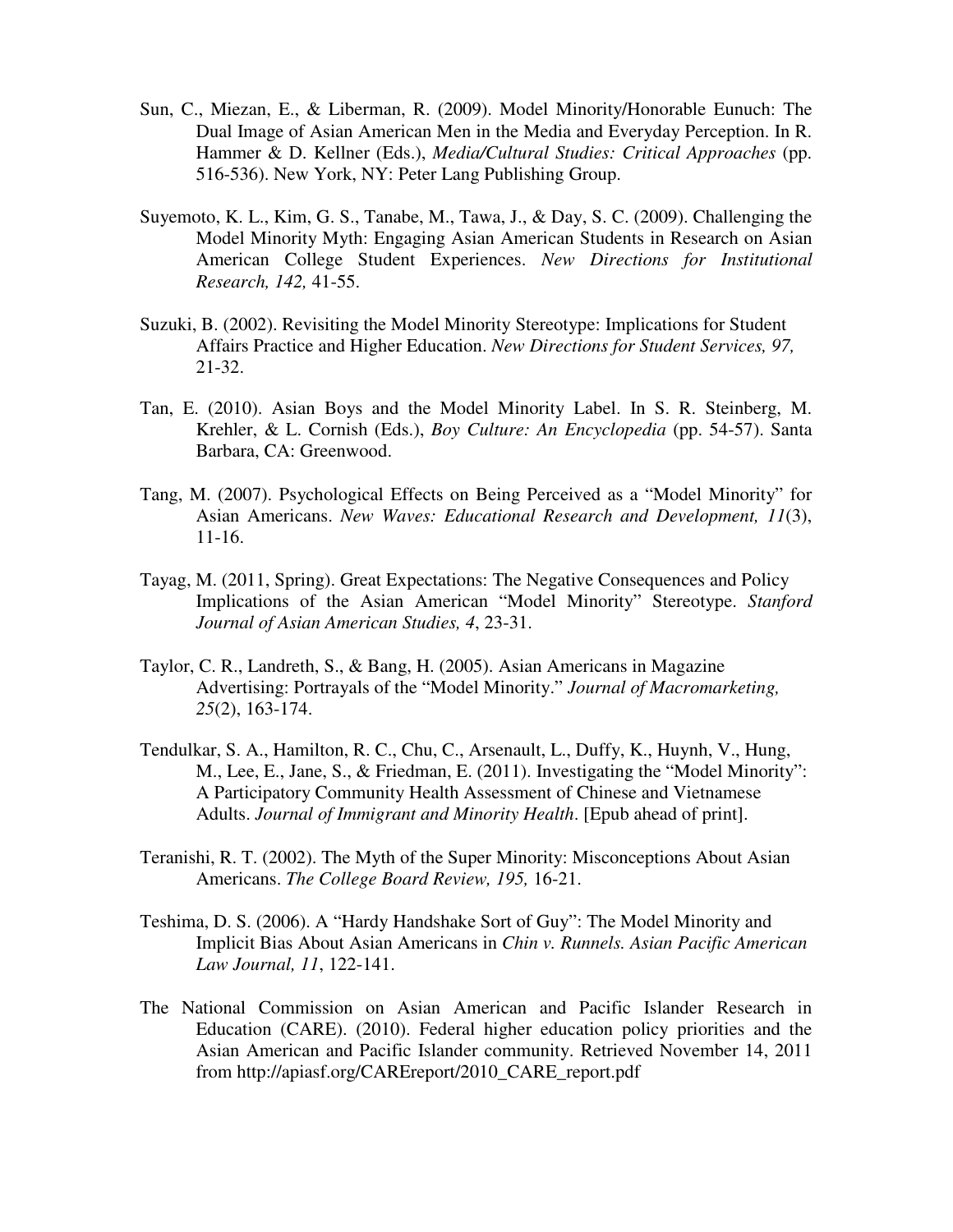Sun, C., Miezan, E., & Liberman, R. (2009). Model Minority/Honorable Eunuch: The Dual Image of Asian American Men in the Media and Everyday Perception. In R. Hammer & D. Kellner (Eds.), *Media/Cultural Studies: Critical Approaches* (pp. 516-536). New York, NY: Peter Lang Publishing Group.

Suyemoto, K. L., Kim, G. S., Tanabe, M., Tawa, J., & Day, S. C. (2009). Challenging the Model Minority Myth: Engaging Asian American Students in Research on Asian American College Student Experiences. *New Directions for Institutional Research, 142,* 41-55.

Suzuki, B. (2002). Revisiting the Model Minority Stereotype: Implications for Student Affairs Practice and Higher Education. *New Directions for Student Services, 97,* 21-32.

Tan, E. (2010). Asian Boys and the Model Minority Label. In S. R. Steinberg, M. Krehler, & L. Cornish (Eds.), *Boy Culture: An Encyclopedia* (pp. 54-57). Santa Barbara, CA: Greenwood.

Tang, M. (2007). Psychological Effects on Being Perceived as a "Model Minority" for Asian Americans. *New Waves: Educational Research and Development, 11*(3), 11-16.

Tayag, M. (2011, Spring). Great Expectations: The Negative Consequences and Policy Implications of the Asian American "Model Minority" Stereotype. *Stanford Journal of Asian American Studies, 4*, 23-31.

Taylor, C. R., Landreth, S., & Bang, H. (2005). Asian Americans in Magazine Advertising: Portrayals of the "Model Minority." *Journal of Macromarketing, 25*(2), 163-174.

Tendulkar, S. A., Hamilton, R. C., Chu, C., Arsenault, L., Duffy, K., Huynh, V., Hung, M., Lee, E., Jane, S., & Friedman, E. (2011). Investigating the "Model Minority": A Participatory Community Health Assessment of Chinese and Vietnamese Adults. *Journal of Immigrant and Minority Health*. [Epub ahead of print].

Teranishi, R. T. (2002). The Myth of the Super Minority: Misconceptions About Asian Americans. *The College Board Review, 195,* 16-21.

Teshima, D. S. (2006). A "Hardy Handshake Sort of Guy": The Model Minority and Implicit Bias About Asian Americans in *Chin v. Runnels. Asian Pacific American Law Journal, 11*, 122-141.

The National Commission on Asian American and Pacific Islander Research in Education (CARE). (2010). Federal higher education policy priorities and the Asian American and Pacific Islander community. Retrieved November 14, 2011 from http://apiasf.org/CAREreport/2010_CARE_report.pdf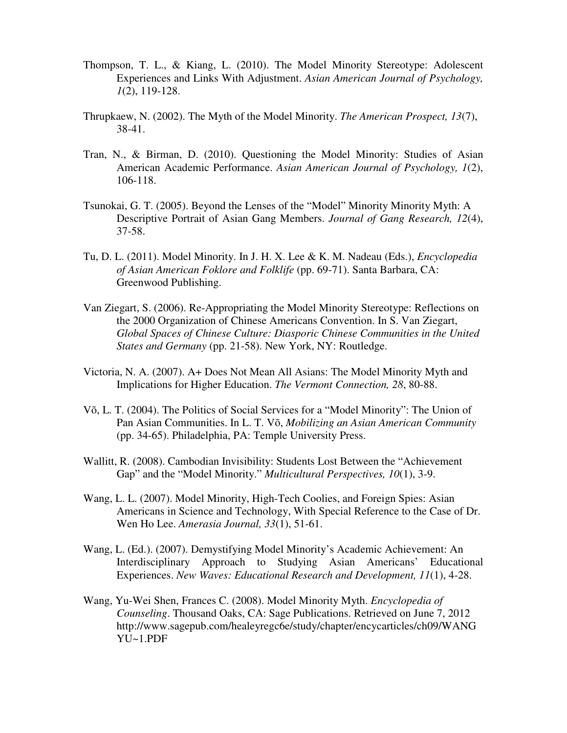Thompson, T. L., & Kiang, L. (2010). The Model Minority Stereotype: Adolescent Experiences and Links With Adjustment. *Asian American Journal of Psychology, 1*(2), 119-128.

Thrupkaew, N. (2002). The Myth of the Model Minority. *The American Prospect, 13*(7), 38-41.

Tran, N., & Birman, D. (2010). Questioning the Model Minority: Studies of Asian American Academic Performance. *Asian American Journal of Psychology, 1*(2), 106-118.

Tsunokai, G. T. (2005). Beyond the Lenses of the "Model" Minority Minority Myth: A Descriptive Portrait of Asian Gang Members. *Journal of Gang Research, 12*(4), 37-58.

Tu, D. L. (2011). Model Minority. In J. H. X. Lee & K. M. Nadeau (Eds.), *Encyclopedia of Asian American Foklore and Folklife* (pp. 69-71). Santa Barbara, CA: Greenwood Publishing.

Van Ziegart, S. (2006). Re-Appropriating the Model Minority Stereotype: Reflections on the 2000 Organization of Chinese Americans Convention. In S. Van Ziegart, *Global Spaces of Chinese Culture: Diasporic Chinese Communities in the United States and Germany* (pp. 21-58). New York, NY: Routledge.

Victoria, N. A. (2007). A+ Does Not Mean All Asians: The Model Minority Myth and Implications for Higher Education. *The Vermont Connection, 28*, 80-88.

Võ, L. T. (2004). The Politics of Social Services for a "Model Minority": The Union of Pan Asian Communities. In L. T. Võ, *Mobilizing an Asian American Community* (pp. 34-65). Philadelphia, PA: Temple University Press.

Wallitt, R. (2008). Cambodian Invisibility: Students Lost Between the "Achievement Gap" and the "Model Minority." *Multicultural Perspectives, 10*(1), 3-9.

Wang, L. L. (2007). Model Minority, High-Tech Coolies, and Foreign Spies: Asian Americans in Science and Technology, With Special Reference to the Case of Dr. Wen Ho Lee. *Amerasia Journal, 33*(1), 51-61.

Wang, L. (Ed.). (2007). Demystifying Model Minority's Academic Achievement: An Interdisciplinary Approach to Studying Asian Americans' Educational Experiences. *New Waves: Educational Research and Development, 11*(1), 4-28.

Wang, Yu-Wei Shen, Frances C. (2008). Model Minority Myth. *Encyclopedia of Counseling*. Thousand Oaks, CA: Sage Publications. Retrieved on June 7, 2012 http://www.sagepub.com/healeyregc6e/study/chapter/encycarticles/ch09/WANGYU~1.PDF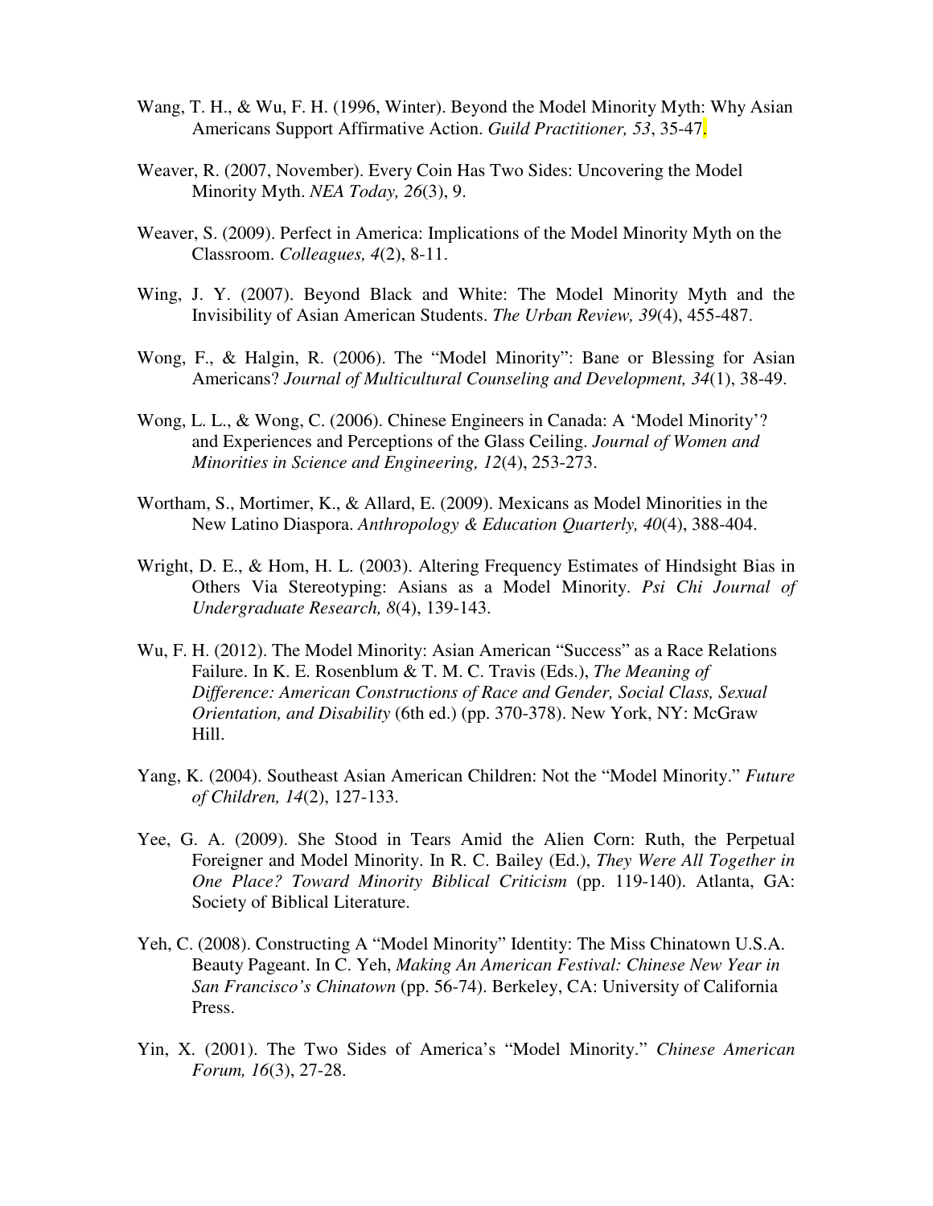Wang, T. H., & Wu, F. H. (1996, Winter). Beyond the Model Minority Myth: Why Asian Americans Support Affirmative Action. *Guild Practitioner, 53*, 35-47.

Weaver, R. (2007, November). Every Coin Has Two Sides: Uncovering the Model Minority Myth. *NEA Today, 26*(3), 9.

Weaver, S. (2009). Perfect in America: Implications of the Model Minority Myth on the Classroom. *Colleagues, 4*(2), 8-11.

Wing, J. Y. (2007). Beyond Black and White: The Model Minority Myth and the Invisibility of Asian American Students. *The Urban Review, 39*(4), 455-487.

Wong, F., & Halgin, R. (2006). The "Model Minority": Bane or Blessing for Asian Americans? *Journal of Multicultural Counseling and Development, 34*(1), 38-49.

Wong, L. L., & Wong, C. (2006). Chinese Engineers in Canada: A 'Model Minority'? and Experiences and Perceptions of the Glass Ceiling. *Journal of Women and Minorities in Science and Engineering, 12*(4), 253-273.

Wortham, S., Mortimer, K., & Allard, E. (2009). Mexicans as Model Minorities in the New Latino Diaspora. *Anthropology & Education Quarterly, 40*(4), 388-404.

Wright, D. E., & Hom, H. L. (2003). Altering Frequency Estimates of Hindsight Bias in Others Via Stereotyping: Asians as a Model Minority. *Psi Chi Journal of Undergraduate Research, 8*(4), 139-143.

Wu, F. H. (2012). The Model Minority: Asian American "Success" as a Race Relations Failure. In K. E. Rosenblum & T. M. C. Travis (Eds.), *The Meaning of Difference: American Constructions of Race and Gender, Social Class, Sexual Orientation, and Disability* (6th ed.) (pp. 370-378). New York, NY: McGraw Hill.

Yang, K. (2004). Southeast Asian American Children: Not the "Model Minority." *Future of Children, 14*(2), 127-133.

Yee, G. A. (2009). She Stood in Tears Amid the Alien Corn: Ruth, the Perpetual Foreigner and Model Minority. In R. C. Bailey (Ed.), *They Were All Together in One Place? Toward Minority Biblical Criticism* (pp. 119-140). Atlanta, GA: Society of Biblical Literature.

Yeh, C. (2008). Constructing A "Model Minority" Identity: The Miss Chinatown U.S.A. Beauty Pageant. In C. Yeh, *Making An American Festival: Chinese New Year in San Francisco's Chinatown* (pp. 56-74). Berkeley, CA: University of California Press.

Yin, X. (2001). The Two Sides of America's "Model Minority." *Chinese American Forum, 16*(3), 27-28.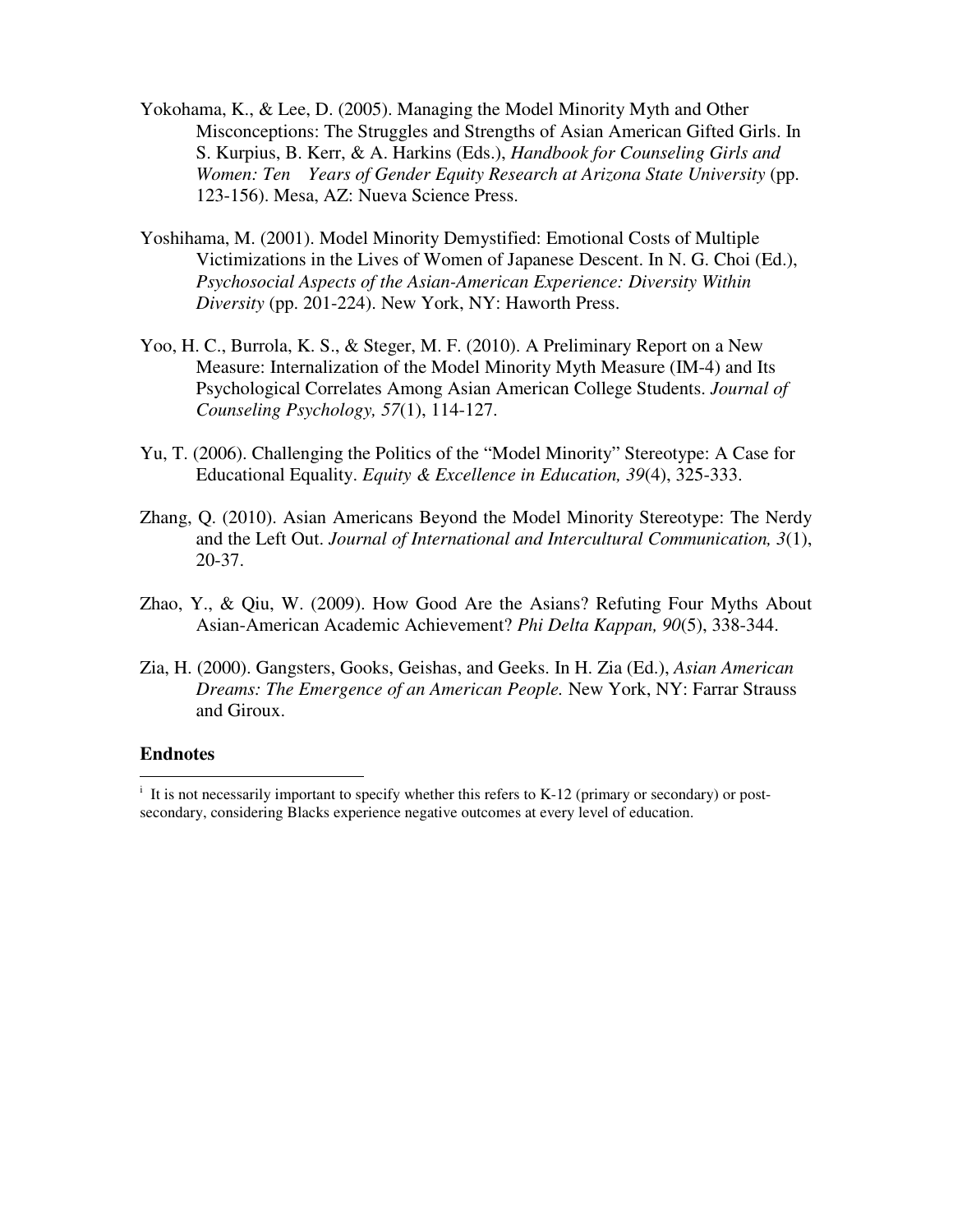Yokohama, K., & Lee, D. (2005). Managing the Model Minority Myth and Other Misconceptions: The Struggles and Strengths of Asian American Gifted Girls. In S. Kurpius, B. Kerr, & A. Harkins (Eds.), *Handbook for Counseling Girls and Women: Ten Years of Gender Equity Research at Arizona State University* (pp. 123-156). Mesa, AZ: Nueva Science Press.

Yoshihama, M. (2001). Model Minority Demystified: Emotional Costs of Multiple Victimizations in the Lives of Women of Japanese Descent. In N. G. Choi (Ed.), *Psychosocial Aspects of the Asian-American Experience: Diversity Within Diversity* (pp. 201-224). New York, NY: Haworth Press.

Yoo, H. C., Burrola, K. S., & Steger, M. F. (2010). A Preliminary Report on a New Measure: Internalization of the Model Minority Myth Measure (IM-4) and Its Psychological Correlates Among Asian American College Students. *Journal of Counseling Psychology, 57*(1), 114-127.

Yu, T. (2006). Challenging the Politics of the "Model Minority" Stereotype: A Case for Educational Equality. *Equity & Excellence in Education, 39*(4), 325-333.

Zhang, Q. (2010). Asian Americans Beyond the Model Minority Stereotype: The Nerdy and the Left Out. *Journal of International and Intercultural Communication, 3*(1), 20-37.

Zhao, Y., & Qiu, W. (2009). How Good Are the Asians? Refuting Four Myths About Asian-American Academic Achievement? *Phi Delta Kappan, 90*(5), 338-344.

Zia, H. (2000). Gangsters, Gooks, Geishas, and Geeks. In H. Zia (Ed.), *Asian American Dreams: The Emergence of an American People.* New York, NY: Farrar Strauss and Giroux.

**Endnotes**

[i] It is not necessarily important to specify whether this refers to K-12 (primary or secondary) or post-secondary, considering Blacks experience negative outcomes at every level of education.